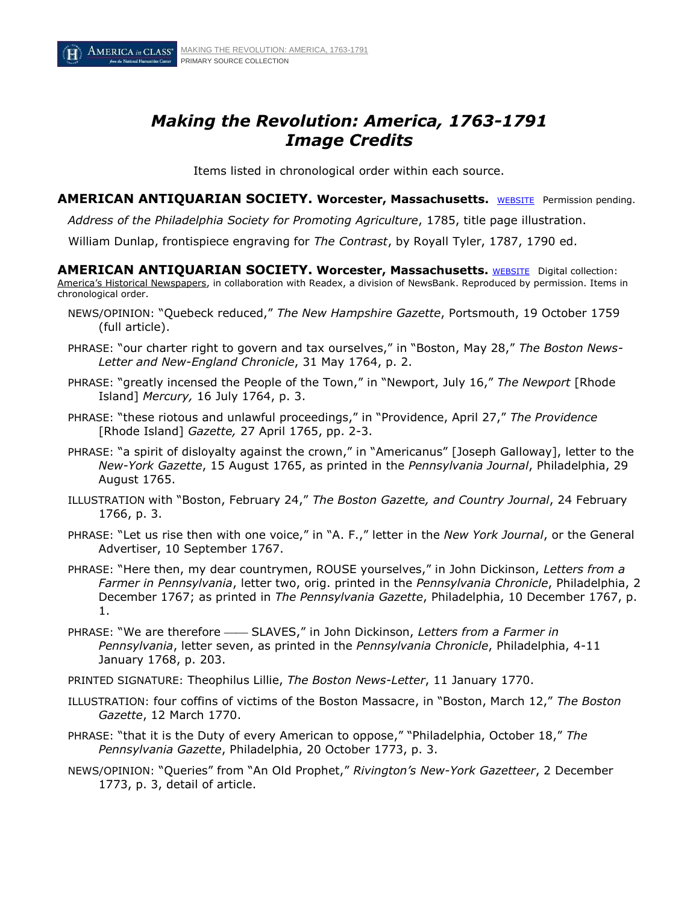# *Making the Revolution: America, 1763-1791*
# *Image Credits*

Items listed in chronological order within each source.

**AMERICAN ANTIQUARIAN SOCIETY. Worcester, Massachusetts.** WEBSITE Permission pending.

*Address of the Philadelphia Society for Promoting Agriculture*, 1785, title page illustration.

William Dunlap, frontispiece engraving for *The Contrast*, by Royall Tyler, 1787, 1790 ed.

**AMERICAN ANTIQUARIAN SOCIETY. Worcester, Massachusetts.** WEBSITE Digital collection: America's Historical Newspapers, in collaboration with Readex, a division of NewsBank. Reproduced by permission. Items in chronological order.

NEWS/OPINION: "Quebeck reduced," *The New Hampshire Gazette*, Portsmouth, 19 October 1759 (full article).

PHRASE: "our charter right to govern and tax ourselves," in "Boston, May 28," *The Boston News-Letter and New-England Chronicle*, 31 May 1764, p. 2.

PHRASE: "greatly incensed the People of the Town," in "Newport, July 16," *The Newport* [Rhode Island] *Mercury,* 16 July 1764, p. 3.

PHRASE: "these riotous and unlawful proceedings," in "Providence, April 27," *The Providence* [Rhode Island] *Gazette,* 27 April 1765, pp. 2-3.

PHRASE: "a spirit of disloyalty against the crown," in "Americanus" [Joseph Galloway], letter to the *New-York Gazette*, 15 August 1765, as printed in the *Pennsylvania Journal*, Philadelphia, 29 August 1765.

ILLUSTRATION with "Boston, February 24," *The Boston Gazette, and Country Journal*, 24 February 1766, p. 3.

PHRASE: "Let us rise then with one voice," in "A. F.," letter in the *New York Journal*, or the General Advertiser, 10 September 1767.

PHRASE: "Here then, my dear countrymen, ROUSE yourselves," in John Dickinson, *Letters from a Farmer in Pennsylvania*, letter two, orig. printed in the *Pennsylvania Chronicle*, Philadelphia, 2 December 1767; as printed in *The Pennsylvania Gazette*, Philadelphia, 10 December 1767, p. 1.

PHRASE: "We are therefore —— SLAVES," in John Dickinson, *Letters from a Farmer in Pennsylvania*, letter seven, as printed in the *Pennsylvania Chronicle*, Philadelphia, 4-11 January 1768, p. 203.

PRINTED SIGNATURE: Theophilus Lillie, *The Boston News-Letter*, 11 January 1770.

ILLUSTRATION: four coffins of victims of the Boston Massacre, in "Boston, March 12," *The Boston Gazette*, 12 March 1770.

PHRASE: "that it is the Duty of every American to oppose," "Philadelphia, October 18," *The Pennsylvania Gazette*, Philadelphia, 20 October 1773, p. 3.

NEWS/OPINION: "Queries" from "An Old Prophet," *Rivington's New-York Gazetteer*, 2 December 1773, p. 3, detail of article.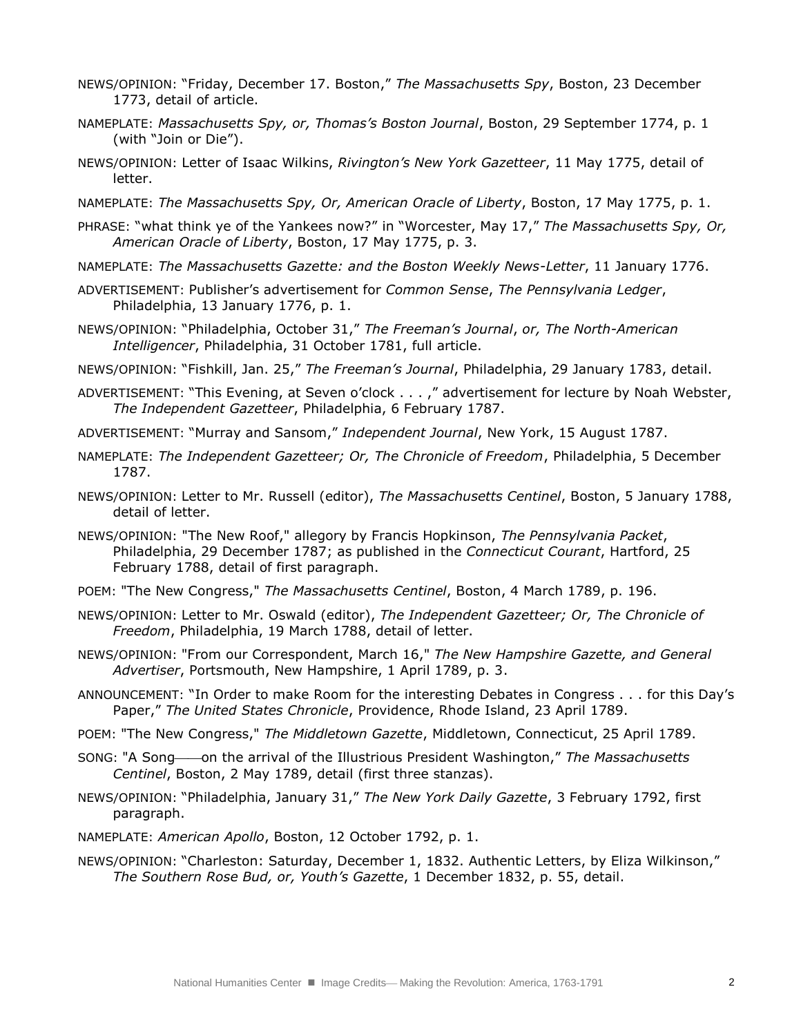NEWS/OPINION: "Friday, December 17. Boston," *The Massachusetts Spy*, Boston, 23 December 1773, detail of article.

NAMEPLATE: *Massachusetts Spy, or, Thomas's Boston Journal*, Boston, 29 September 1774, p. 1 (with "Join or Die").

NEWS/OPINION: Letter of Isaac Wilkins, *Rivington's New York Gazetteer*, 11 May 1775, detail of letter.

NAMEPLATE: *The Massachusetts Spy, Or, American Oracle of Liberty*, Boston, 17 May 1775, p. 1.

PHRASE: "what think ye of the Yankees now?" in "Worcester, May 17," *The Massachusetts Spy, Or, American Oracle of Liberty*, Boston, 17 May 1775, p. 3.

NAMEPLATE: *The Massachusetts Gazette: and the Boston Weekly News-Letter*, 11 January 1776.

ADVERTISEMENT: Publisher's advertisement for *Common Sense*, *The Pennsylvania Ledger*, Philadelphia, 13 January 1776, p. 1.

NEWS/OPINION: "Philadelphia, October 31," *The Freeman's Journal*, *or, The North-American Intelligencer*, Philadelphia, 31 October 1781, full article.

NEWS/OPINION: "Fishkill, Jan. 25," *The Freeman's Journal*, Philadelphia, 29 January 1783, detail.

ADVERTISEMENT: "This Evening, at Seven o'clock . . . ," advertisement for lecture by Noah Webster, *The Independent Gazetteer*, Philadelphia, 6 February 1787.

ADVERTISEMENT: "Murray and Sansom," *Independent Journal*, New York, 15 August 1787.

NAMEPLATE: *The Independent Gazetteer; Or, The Chronicle of Freedom*, Philadelphia, 5 December 1787.

NEWS/OPINION: Letter to Mr. Russell (editor), *The Massachusetts Centinel*, Boston, 5 January 1788, detail of letter.

NEWS/OPINION: "The New Roof," allegory by Francis Hopkinson, *The Pennsylvania Packet*, Philadelphia, 29 December 1787; as published in the *Connecticut Courant*, Hartford, 25 February 1788, detail of first paragraph.

POEM: "The New Congress," *The Massachusetts Centinel*, Boston, 4 March 1789, p. 196.

NEWS/OPINION: Letter to Mr. Oswald (editor), *The Independent Gazetteer; Or, The Chronicle of Freedom*, Philadelphia, 19 March 1788, detail of letter.

NEWS/OPINION: "From our Correspondent, March 16," *The New Hampshire Gazette, and General Advertiser*, Portsmouth, New Hampshire, 1 April 1789, p. 3.

ANNOUNCEMENT: "In Order to make Room for the interesting Debates in Congress . . . for this Day's Paper," *The United States Chronicle*, Providence, Rhode Island, 23 April 1789.

POEM: "The New Congress," *The Middletown Gazette*, Middletown, Connecticut, 25 April 1789.

SONG: "A Song——on the arrival of the Illustrious President Washington," *The Massachusetts Centinel*, Boston, 2 May 1789, detail (first three stanzas).

NEWS/OPINION: "Philadelphia, January 31," *The New York Daily Gazette*, 3 February 1792, first paragraph.

NAMEPLATE: *American Apollo*, Boston, 12 October 1792, p. 1.

NEWS/OPINION: "Charleston: Saturday, December 1, 1832. Authentic Letters, by Eliza Wilkinson," *The Southern Rose Bud, or, Youth's Gazette*, 1 December 1832, p. 55, detail.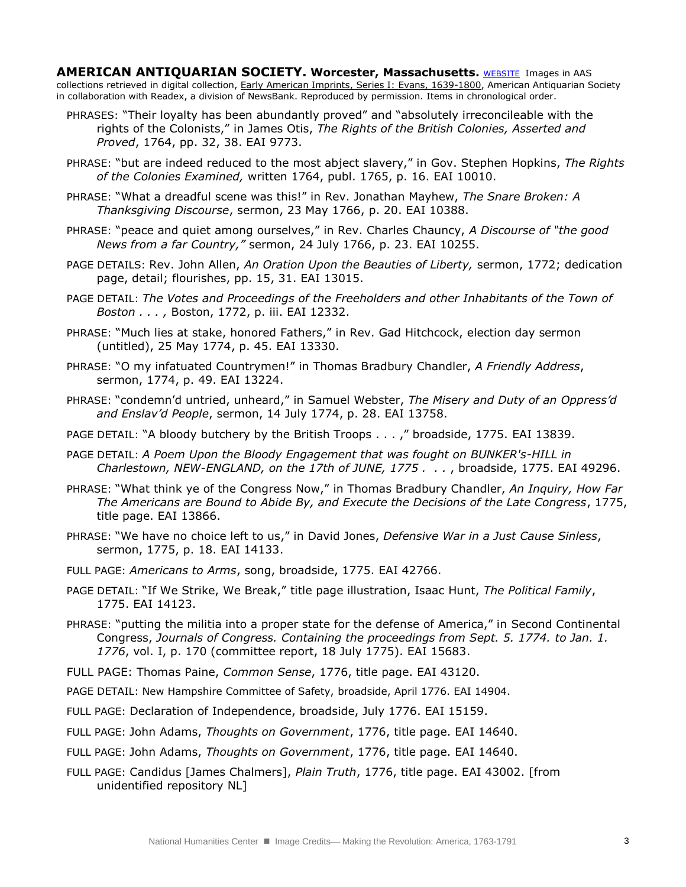**AMERICAN ANTIQUARIAN SOCIETY. Worcester, Massachusetts.** WEBSITE Images in AAS collections retrieved in digital collection, Early American Imprints, Series I: Evans, 1639-1800, American Antiquarian Society in collaboration with Readex, a division of NewsBank. Reproduced by permission. Items in chronological order.

- PHRASES: "Their loyalty has been abundantly proved" and "absolutely irreconcileable with the rights of the Colonists," in James Otis, *The Rights of the British Colonies, Asserted and Proved*, 1764, pp. 32, 38. EAI 9773.
- PHRASE: "but are indeed reduced to the most abject slavery," in Gov. Stephen Hopkins, *The Rights of the Colonies Examined,* written 1764, publ. 1765, p. 16. EAI 10010.
- PHRASE: "What a dreadful scene was this!" in Rev. Jonathan Mayhew, *The Snare Broken: A Thanksgiving Discourse*, sermon, 23 May 1766, p. 20. EAI 10388.
- PHRASE: "peace and quiet among ourselves," in Rev. Charles Chauncy, *A Discourse of "the good News from a far Country,"* sermon, 24 July 1766, p. 23. EAI 10255.
- PAGE DETAILS: Rev. John Allen, *An Oration Upon the Beauties of Liberty,* sermon, 1772; dedication page, detail; flourishes, pp. 15, 31. EAI 13015.
- PAGE DETAIL: *The Votes and Proceedings of the Freeholders and other Inhabitants of the Town of Boston . . . ,* Boston, 1772, p. iii. EAI 12332.
- PHRASE: "Much lies at stake, honored Fathers," in Rev. Gad Hitchcock, election day sermon (untitled), 25 May 1774, p. 45. EAI 13330.
- PHRASE: "O my infatuated Countrymen!" in Thomas Bradbury Chandler, *A Friendly Address*, sermon, 1774, p. 49. EAI 13224.
- PHRASE: "condemn'd untried, unheard," in Samuel Webster, *The Misery and Duty of an Oppress'd and Enslav'd People*, sermon, 14 July 1774, p. 28. EAI 13758.
- PAGE DETAIL: "A bloody butchery by the British Troops . . . ," broadside, 1775. EAI 13839.
- PAGE DETAIL: *A Poem Upon the Bloody Engagement that was fought on BUNKER's-HILL in Charlestown, NEW-ENGLAND, on the 17th of JUNE, 1775 . . . ,* broadside, 1775. EAI 49296.
- PHRASE: "What think ye of the Congress Now," in Thomas Bradbury Chandler, *An Inquiry, How Far The Americans are Bound to Abide By, and Execute the Decisions of the Late Congress*, 1775, title page. EAI 13866.
- PHRASE: "We have no choice left to us," in David Jones, *Defensive War in a Just Cause Sinless*, sermon, 1775, p. 18. EAI 14133.
- FULL PAGE: *Americans to Arms*, song, broadside, 1775. EAI 42766.
- PAGE DETAIL: "If We Strike, We Break," title page illustration, Isaac Hunt, *The Political Family*, 1775. EAI 14123.
- PHRASE: "putting the militia into a proper state for the defense of America," in Second Continental Congress, *Journals of Congress. Containing the proceedings from Sept. 5. 1774. to Jan. 1. 1776*, vol. I, p. 170 (committee report, 18 July 1775). EAI 15683.
- FULL PAGE: Thomas Paine, *Common Sense*, 1776, title page. EAI 43120.
- PAGE DETAIL: New Hampshire Committee of Safety, broadside, April 1776. EAI 14904.
- FULL PAGE: Declaration of Independence, broadside, July 1776. EAI 15159.
- FULL PAGE: John Adams, *Thoughts on Government*, 1776, title page. EAI 14640.
- FULL PAGE: John Adams, *Thoughts on Government*, 1776, title page. EAI 14640.
- FULL PAGE: Candidus [James Chalmers], *Plain Truth*, 1776, title page. EAI 43002. [from unidentified repository NL]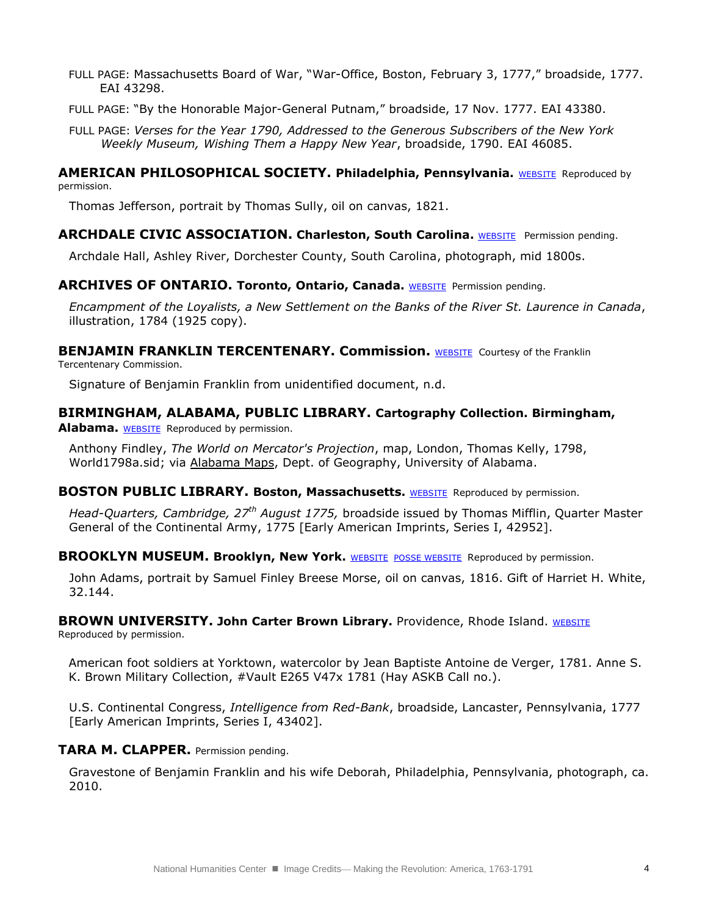FULL PAGE: Massachusetts Board of War, “War-Office, Boston, February 3, 1777,” broadside, 1777. EAI 43298.

FULL PAGE: “By the Honorable Major-General Putnam,” broadside, 17 Nov. 1777. EAI 43380.

FULL PAGE: *Verses for the Year 1790, Addressed to the Generous Subscribers of the New York Weekly Museum, Wishing Them a Happy New Year*, broadside, 1790. EAI 46085.

**AMERICAN PHILOSOPHICAL SOCIETY. Philadelphia, Pennsylvania.** WEBSITE Reproduced by permission.

Thomas Jefferson, portrait by Thomas Sully, oil on canvas, 1821.

**ARCHDALE CIVIC ASSOCIATION. Charleston, South Carolina.** WEBSITE Permission pending.

Archdale Hall, Ashley River, Dorchester County, South Carolina, photograph, mid 1800s.

**ARCHIVES OF ONTARIO. Toronto, Ontario, Canada.** WEBSITE Permission pending.

*Encampment of the Loyalists, a New Settlement on the Banks of the River St. Laurence in Canada*, illustration, 1784 (1925 copy).

**BENJAMIN FRANKLIN TERCENTENARY. Commission.** WEBSITE Courtesy of the Franklin Tercentenary Commission.

Signature of Benjamin Franklin from unidentified document, n.d.

**BIRMINGHAM, ALABAMA, PUBLIC LIBRARY. Cartography Collection. Birmingham, Alabama.** WEBSITE Reproduced by permission.

Anthony Findley, *The World on Mercator's Projection*, map, London, Thomas Kelly, 1798, World1798a.sid; via Alabama Maps, Dept. of Geography, University of Alabama.

**BOSTON PUBLIC LIBRARY. Boston, Massachusetts.** WEBSITE Reproduced by permission.

*Head-Quarters, Cambridge, 27th August 1775,* broadside issued by Thomas Mifflin, Quarter Master General of the Continental Army, 1775 [Early American Imprints, Series I, 42952].

**BROOKLYN MUSEUM. Brooklyn, New York.** WEBSITE POSSE WEBSITE Reproduced by permission.

John Adams, portrait by Samuel Finley Breese Morse, oil on canvas, 1816. Gift of Harriet H. White, 32.144.

**BROWN UNIVERSITY. John Carter Brown Library.** Providence, Rhode Island. WEBSITE Reproduced by permission.

American foot soldiers at Yorktown, watercolor by Jean Baptiste Antoine de Verger, 1781. Anne S. K. Brown Military Collection, #Vault E265 V47x 1781 (Hay ASKB Call no.).

U.S. Continental Congress, *Intelligence from Red-Bank*, broadside, Lancaster, Pennsylvania, 1777 [Early American Imprints, Series I, 43402].

**TARA M. CLAPPER.** Permission pending.

Gravestone of Benjamin Franklin and his wife Deborah, Philadelphia, Pennsylvania, photograph, ca. 2010.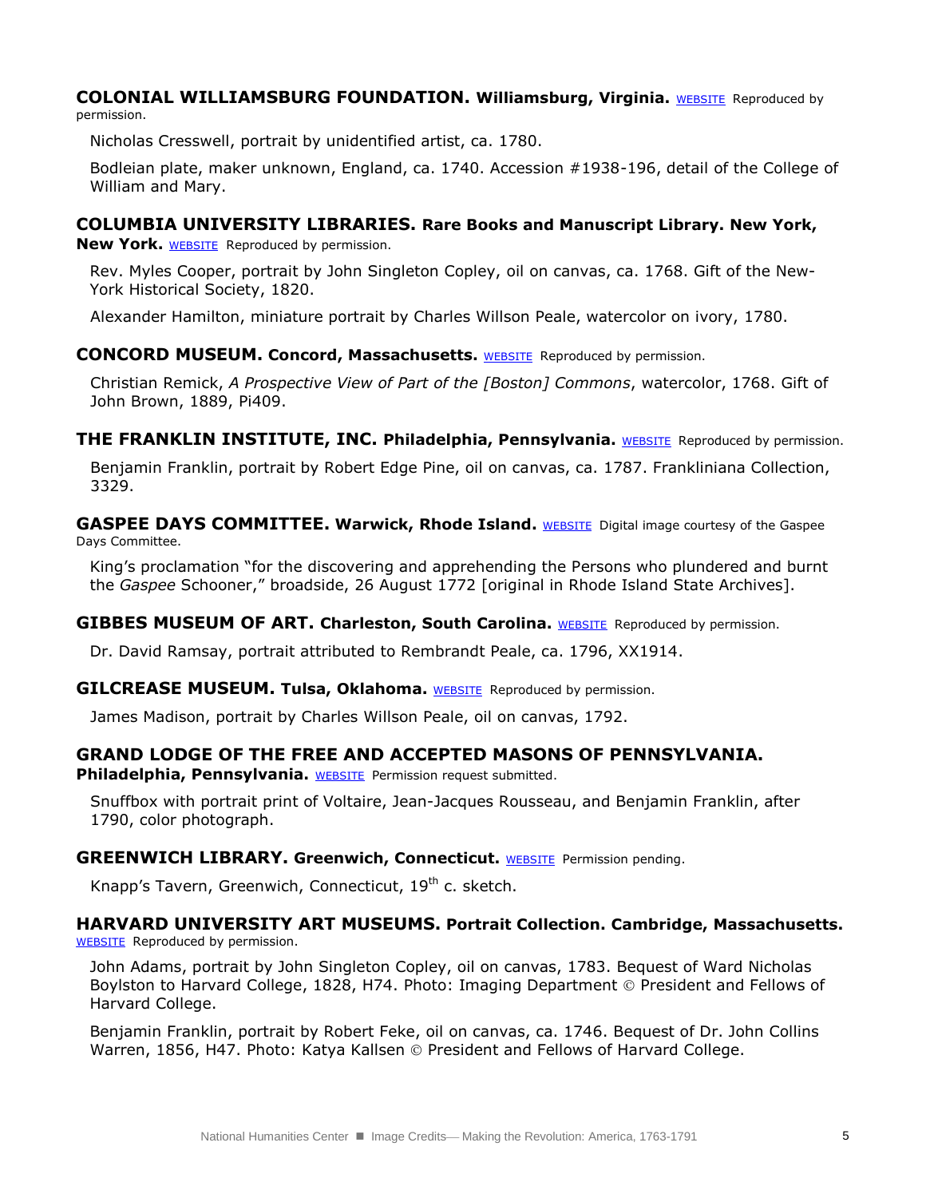**COLONIAL WILLIAMSBURG FOUNDATION. Williamsburg, Virginia.** WEBSITE Reproduced by permission.

Nicholas Cresswell, portrait by unidentified artist, ca. 1780.

Bodleian plate, maker unknown, England, ca. 1740. Accession #1938-196, detail of the College of William and Mary.

**COLUMBIA UNIVERSITY LIBRARIES. Rare Books and Manuscript Library. New York, New York.** WEBSITE Reproduced by permission.

Rev. Myles Cooper, portrait by John Singleton Copley, oil on canvas, ca. 1768. Gift of the New-York Historical Society, 1820.

Alexander Hamilton, miniature portrait by Charles Willson Peale, watercolor on ivory, 1780.

**CONCORD MUSEUM. Concord, Massachusetts.** WEBSITE Reproduced by permission.

Christian Remick, *A Prospective View of Part of the [Boston] Commons*, watercolor, 1768. Gift of John Brown, 1889, Pi409.

**THE FRANKLIN INSTITUTE, INC. Philadelphia, Pennsylvania.** WEBSITE Reproduced by permission.

Benjamin Franklin, portrait by Robert Edge Pine, oil on canvas, ca. 1787. Frankliniana Collection, 3329.

**GASPEE DAYS COMMITTEE. Warwick, Rhode Island.** WEBSITE Digital image courtesy of the Gaspee Days Committee.

King's proclamation "for the discovering and apprehending the Persons who plundered and burnt the *Gaspee* Schooner," broadside, 26 August 1772 [original in Rhode Island State Archives].

**GIBBES MUSEUM OF ART. Charleston, South Carolina.** WEBSITE Reproduced by permission.

Dr. David Ramsay, portrait attributed to Rembrandt Peale, ca. 1796, XX1914.

**GILCREASE MUSEUM. Tulsa, Oklahoma.** WEBSITE Reproduced by permission.

James Madison, portrait by Charles Willson Peale, oil on canvas, 1792.

**GRAND LODGE OF THE FREE AND ACCEPTED MASONS OF PENNSYLVANIA. Philadelphia, Pennsylvania.** WEBSITE Permission request submitted.

Snuffbox with portrait print of Voltaire, Jean-Jacques Rousseau, and Benjamin Franklin, after 1790, color photograph.

**GREENWICH LIBRARY. Greenwich, Connecticut.** WEBSITE Permission pending.

Knapp's Tavern, Greenwich, Connecticut, 19th c. sketch.

**HARVARD UNIVERSITY ART MUSEUMS. Portrait Collection. Cambridge, Massachusetts.** WEBSITE Reproduced by permission.

John Adams, portrait by John Singleton Copley, oil on canvas, 1783. Bequest of Ward Nicholas Boylston to Harvard College, 1828, H74. Photo: Imaging Department © President and Fellows of Harvard College.

Benjamin Franklin, portrait by Robert Feke, oil on canvas, ca. 1746. Bequest of Dr. John Collins Warren, 1856, H47. Photo: Katya Kallsen © President and Fellows of Harvard College.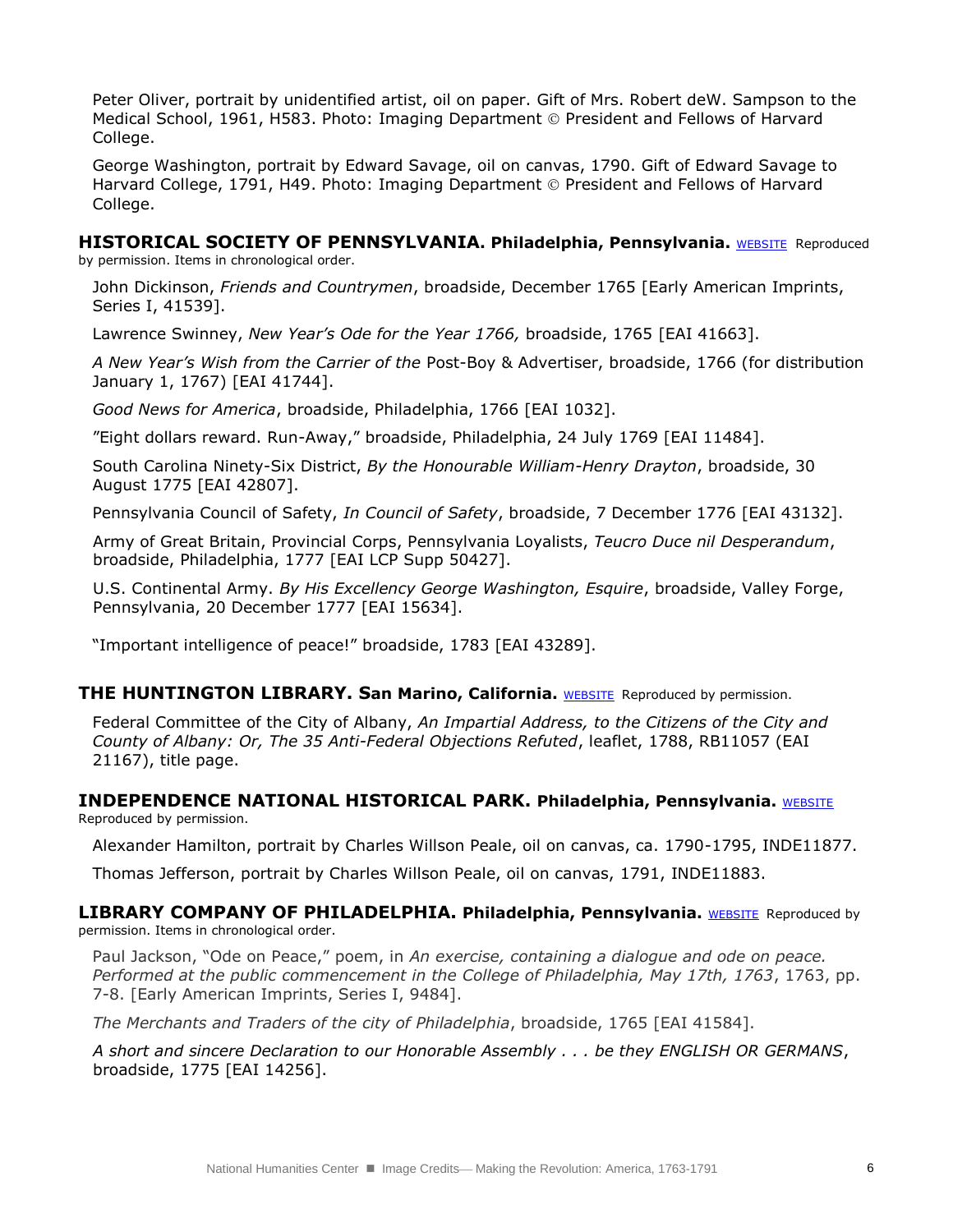Peter Oliver, portrait by unidentified artist, oil on paper. Gift of Mrs. Robert deW. Sampson to the Medical School, 1961, H583. Photo: Imaging Department © President and Fellows of Harvard College.

George Washington, portrait by Edward Savage, oil on canvas, 1790. Gift of Edward Savage to Harvard College, 1791, H49. Photo: Imaging Department © President and Fellows of Harvard College.

**HISTORICAL SOCIETY OF PENNSYLVANIA. Philadelphia, Pennsylvania.** WEBSITE Reproduced by permission. Items in chronological order.

John Dickinson, *Friends and Countrymen*, broadside, December 1765 [Early American Imprints, Series I, 41539].

Lawrence Swinney, *New Year's Ode for the Year 1766,* broadside, 1765 [EAI 41663].

*A New Year's Wish from the Carrier of the* Post-Boy & Advertiser, broadside, 1766 (for distribution January 1, 1767) [EAI 41744].

*Good News for America*, broadside, Philadelphia, 1766 [EAI 1032].

"Eight dollars reward. Run-Away," broadside, Philadelphia, 24 July 1769 [EAI 11484].

South Carolina Ninety-Six District, *By the Honourable William-Henry Drayton*, broadside, 30 August 1775 [EAI 42807].

Pennsylvania Council of Safety, *In Council of Safety*, broadside, 7 December 1776 [EAI 43132].

Army of Great Britain, Provincial Corps, Pennsylvania Loyalists, *Teucro Duce nil Desperandum*, broadside, Philadelphia, 1777 [EAI LCP Supp 50427].

U.S. Continental Army. *By His Excellency George Washington, Esquire*, broadside, Valley Forge, Pennsylvania, 20 December 1777 [EAI 15634].

"Important intelligence of peace!" broadside, 1783 [EAI 43289].

**THE HUNTINGTON LIBRARY. San Marino, California.** WEBSITE Reproduced by permission.

Federal Committee of the City of Albany, *An Impartial Address, to the Citizens of the City and County of Albany: Or, The 35 Anti-Federal Objections Refuted*, leaflet, 1788, RB11057 (EAI 21167), title page.

**INDEPENDENCE NATIONAL HISTORICAL PARK. Philadelphia, Pennsylvania.** WEBSITE Reproduced by permission.

Alexander Hamilton, portrait by Charles Willson Peale, oil on canvas, ca. 1790-1795, INDE11877.

Thomas Jefferson, portrait by Charles Willson Peale, oil on canvas, 1791, INDE11883.

**LIBRARY COMPANY OF PHILADELPHIA. Philadelphia, Pennsylvania.** WEBSITE Reproduced by permission. Items in chronological order.

Paul Jackson, "Ode on Peace," poem, in *An exercise, containing a dialogue and ode on peace. Performed at the public commencement in the College of Philadelphia, May 17th, 1763*, 1763, pp. 7-8. [Early American Imprints, Series I, 9484].

*The Merchants and Traders of the city of Philadelphia*, broadside, 1765 [EAI 41584].

*A short and sincere Declaration to our Honorable Assembly . . . be they ENGLISH OR GERMANS*, broadside, 1775 [EAI 14256].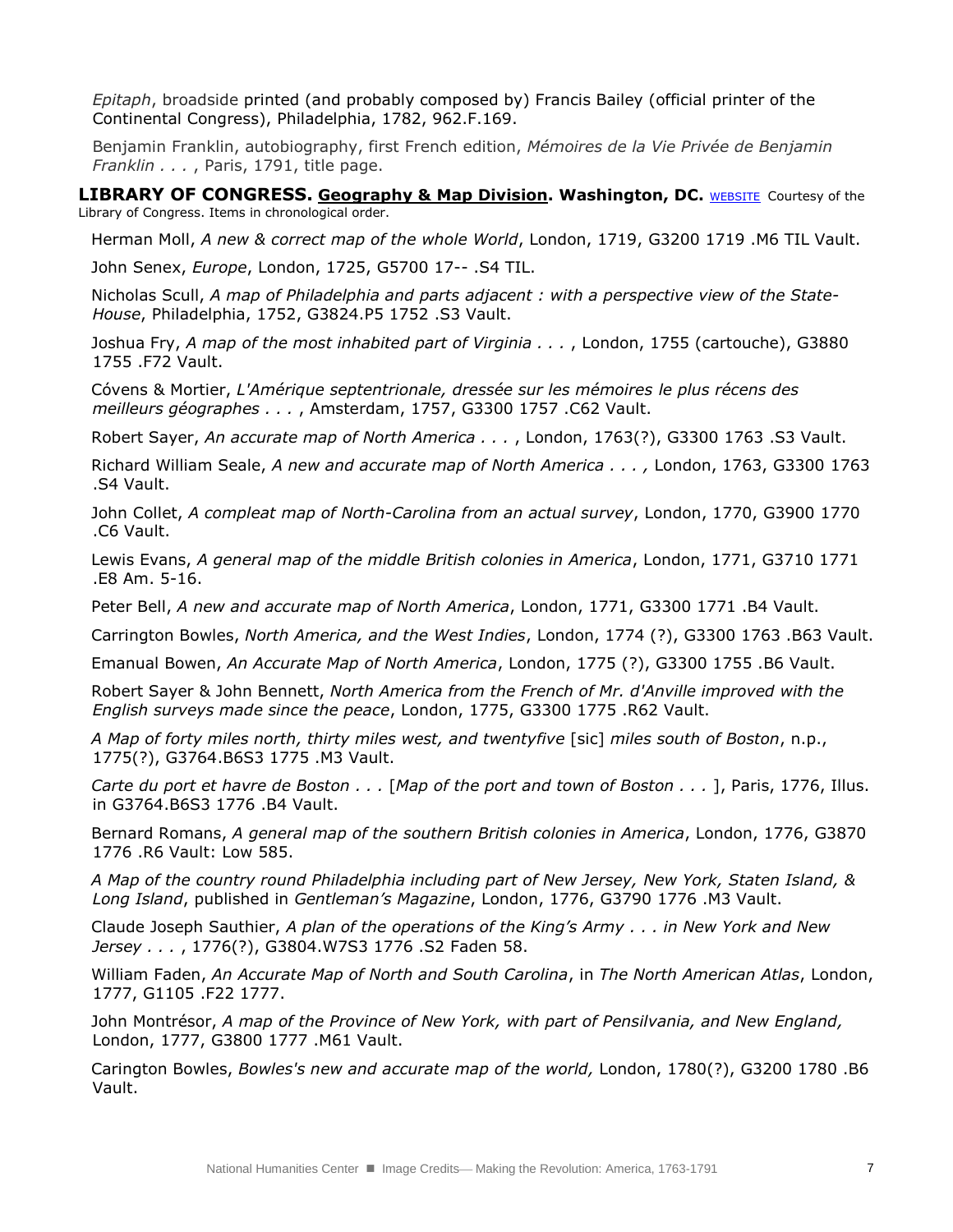*Epitaph*, broadside printed (and probably composed by) Francis Bailey (official printer of the Continental Congress), Philadelphia, 1782, 962.F.169.

Benjamin Franklin, autobiography, first French edition, *Mémoires de la Vie Privée de Benjamin Franklin . . .* , Paris, 1791, title page.

**LIBRARY OF CONGRESS. Geography & Map Division. Washington, DC.** WEBSITE Courtesy of the Library of Congress. Items in chronological order.

Herman Moll, *A new & correct map of the whole World*, London, 1719, G3200 1719 .M6 TIL Vault.

John Senex, *Europe*, London, 1725, G5700 17-- .S4 TIL.

Nicholas Scull, *A map of Philadelphia and parts adjacent : with a perspective view of the State-House*, Philadelphia, 1752, G3824.P5 1752 .S3 Vault.

Joshua Fry, *A map of the most inhabited part of Virginia . . .* , London, 1755 (cartouche), G3880 1755 .F72 Vault.

Cóvens & Mortier, *L'Amérique septentrionale, dressée sur les mémoires le plus récens des meilleurs géographes . . .* , Amsterdam, 1757, G3300 1757 .C62 Vault.

Robert Sayer, *An accurate map of North America . . .* , London, 1763(?), G3300 1763 .S3 Vault.

Richard William Seale, *A new and accurate map of North America . . . ,* London, 1763, G3300 1763 .S4 Vault.

John Collet, *A compleat map of North-Carolina from an actual survey*, London, 1770, G3900 1770 .C6 Vault.

Lewis Evans, *A general map of the middle British colonies in America*, London, 1771, G3710 1771 .E8 Am. 5-16.

Peter Bell, *A new and accurate map of North America*, London, 1771, G3300 1771 .B4 Vault.

Carrington Bowles, *North America, and the West Indies*, London, 1774 (?), G3300 1763 .B63 Vault.

Emanual Bowen, *An Accurate Map of North America*, London, 1775 (?), G3300 1755 .B6 Vault.

Robert Sayer & John Bennett, *North America from the French of Mr. d'Anville improved with the English surveys made since the peace*, London, 1775, G3300 1775 .R62 Vault.

*A Map of forty miles north, thirty miles west, and twentyfive* [sic] *miles south of Boston*, n.p., 1775(?), G3764.B6S3 1775 .M3 Vault.

*Carte du port et havre de Boston . . .* [*Map of the port and town of Boston . . .* ], Paris, 1776, Illus. in G3764.B6S3 1776 .B4 Vault.

Bernard Romans, *A general map of the southern British colonies in America*, London, 1776, G3870 1776 .R6 Vault: Low 585.

*A Map of the country round Philadelphia including part of New Jersey, New York, Staten Island, & Long Island*, published in *Gentleman's Magazine*, London, 1776, G3790 1776 .M3 Vault.

Claude Joseph Sauthier, *A plan of the operations of the King's Army . . . in New York and New Jersey . . .* , 1776(?), G3804.W7S3 1776 .S2 Faden 58.

William Faden, *An Accurate Map of North and South Carolina*, in *The North American Atlas*, London, 1777, G1105 .F22 1777.

John Montrésor, *A map of the Province of New York, with part of Pensilvania, and New England,* London, 1777, G3800 1777 .M61 Vault.

Carington Bowles, *Bowles's new and accurate map of the world,* London, 1780(?), G3200 1780 .B6 Vault.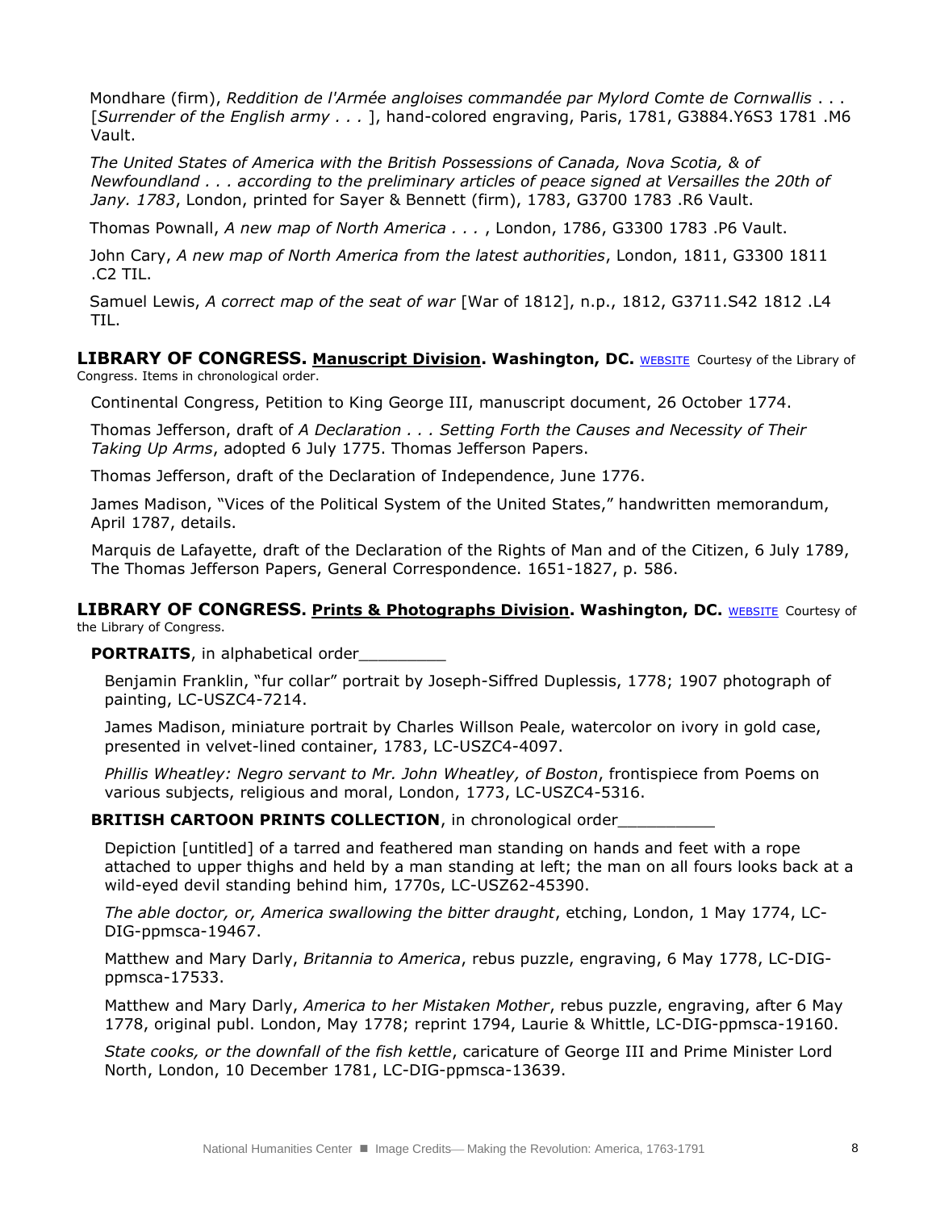Mondhare (firm), *Reddition de l'Armée angloises commandée par Mylord Comte de Cornwallis . . .* [*Surrender of the English army . . .* ], hand-colored engraving, Paris, 1781, G3884.Y6S3 1781 .M6 Vault.

*The United States of America with the British Possessions of Canada, Nova Scotia, & of Newfoundland . . . according to the preliminary articles of peace signed at Versailles the 20th of Jany. 1783*, London, printed for Sayer & Bennett (firm), 1783, G3700 1783 .R6 Vault.

Thomas Pownall, *A new map of North America . . .* , London, 1786, G3300 1783 .P6 Vault.

John Cary, *A new map of North America from the latest authorities*, London, 1811, G3300 1811 .C2 TIL.

Samuel Lewis, *A correct map of the seat of war* [War of 1812], n.p., 1812, G3711.S42 1812 .L4 TIL.

**LIBRARY OF CONGRESS. Manuscript Division. Washington, DC.** WEBSITE Courtesy of the Library of Congress. Items in chronological order.

Continental Congress, Petition to King George III, manuscript document, 26 October 1774.

Thomas Jefferson, draft of *A Declaration . . . Setting Forth the Causes and Necessity of Their Taking Up Arms*, adopted 6 July 1775. Thomas Jefferson Papers.

Thomas Jefferson, draft of the Declaration of Independence, June 1776.

James Madison, "Vices of the Political System of the United States," handwritten memorandum, April 1787, details.

Marquis de Lafayette, draft of the Declaration of the Rights of Man and of the Citizen, 6 July 1789, The Thomas Jefferson Papers, General Correspondence. 1651-1827, p. 586.

**LIBRARY OF CONGRESS. Prints & Photographs Division. Washington, DC.** WEBSITE Courtesy of the Library of Congress.

**PORTRAITS**, in alphabetical order_________

Benjamin Franklin, "fur collar" portrait by Joseph-Siffred Duplessis, 1778; 1907 photograph of painting, LC-USZC4-7214.

James Madison, miniature portrait by Charles Willson Peale, watercolor on ivory in gold case, presented in velvet-lined container, 1783, LC-USZC4-4097.

*Phillis Wheatley: Negro servant to Mr. John Wheatley, of Boston*, frontispiece from Poems on various subjects, religious and moral, London, 1773, LC-USZC4-5316.

**BRITISH CARTOON PRINTS COLLECTION**, in chronological order__________

Depiction [untitled] of a tarred and feathered man standing on hands and feet with a rope attached to upper thighs and held by a man standing at left; the man on all fours looks back at a wild-eyed devil standing behind him, 1770s, LC-USZ62-45390.

*The able doctor, or, America swallowing the bitter draught*, etching, London, 1 May 1774, LC-DIG-ppmsca-19467.

Matthew and Mary Darly, *Britannia to America*, rebus puzzle, engraving, 6 May 1778, LC-DIG-ppmsca-17533.

Matthew and Mary Darly, *America to her Mistaken Mother*, rebus puzzle, engraving, after 6 May 1778, original publ. London, May 1778; reprint 1794, Laurie & Whittle, LC-DIG-ppmsca-19160.

*State cooks, or the downfall of the fish kettle*, caricature of George III and Prime Minister Lord North, London, 10 December 1781, LC-DIG-ppmsca-13639.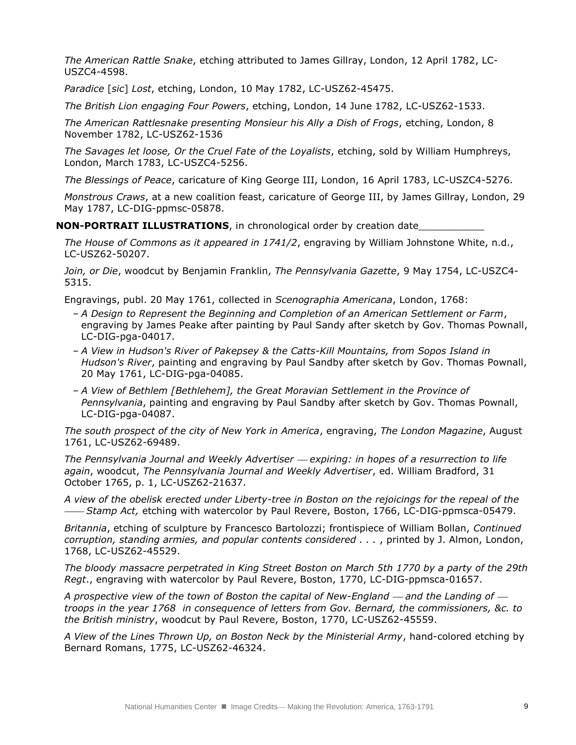*The American Rattle Snake*, etching attributed to James Gillray, London, 12 April 1782, LC-USZC4-4598.

*Paradice* [*sic*] *Lost*, etching, London, 10 May 1782, LC-USZ62-45475.

*The British Lion engaging Four Powers*, etching, London, 14 June 1782, LC-USZ62-1533.

*The American Rattlesnake presenting Monsieur his Ally a Dish of Frogs*, etching, London, 8 November 1782, LC-USZ62-1536

*The Savages let loose, Or the Cruel Fate of the Loyalists*, etching, sold by William Humphreys, London, March 1783, LC-USZC4-5256.

*The Blessings of Peace*, caricature of King George III, London, 16 April 1783, LC-USZC4-5276.

*Monstrous Craws*, at a new coalition feast, caricature of George III, by James Gillray, London, 29 May 1787, LC-DIG-ppmsc-05878.

**NON-PORTRAIT ILLUSTRATIONS**, in chronological order by creation date___________

*The House of Commons as it appeared in 1741/2*, engraving by William Johnstone White, n.d., LC-USZ62-50207.

*Join, or Die*, woodcut by Benjamin Franklin, *The Pennsylvania Gazette*, 9 May 1754, LC-USZC4-5315.

Engravings, publ. 20 May 1761, collected in *Scenographia Americana*, London, 1768:

- *A Design to Represent the Beginning and Completion of an American Settlement or Farm*, engraving by James Peake after painting by Paul Sandy after sketch by Gov. Thomas Pownall, LC-DIG-pga-04017.
- *A View in Hudson's River of Pakepsey & the Catts-Kill Mountains, from Sopos Island in Hudson's River*, painting and engraving by Paul Sandby after sketch by Gov. Thomas Pownall, 20 May 1761, LC-DIG-pga-04085.
- *A View of Bethlem [Bethlehem], the Great Moravian Settlement in the Province of Pennsylvania*, painting and engraving by Paul Sandby after sketch by Gov. Thomas Pownall, LC-DIG-pga-04087.

*The south prospect of the city of New York in America*, engraving, *The London Magazine*, August 1761, LC-USZ62-69489.

*The Pennsylvania Journal and Weekly Advertiser — expiring: in hopes of a resurrection to life again*, woodcut, *The Pennsylvania Journal and Weekly Advertiser*, ed. William Bradford, 31 October 1765, p. 1, LC-USZ62-21637.

*A view of the obelisk erected under Liberty-tree in Boston on the rejoicings for the repeal of the —— Stamp Act,* etching with watercolor by Paul Revere, Boston, 1766, LC-DIG-ppmsca-05479.

*Britannia*, etching of sculpture by Francesco Bartolozzi; frontispiece of William Bollan, *Continued corruption, standing armies, and popular contents considered . . .* , printed by J. Almon, London, 1768, LC-USZ62-45529.

*The bloody massacre perpetrated in King Street Boston on March 5th 1770 by a party of the 29th Regt*., engraving with watercolor by Paul Revere, Boston, 1770, LC-DIG-ppmsca-01657.

*A prospective view of the town of Boston the capital of New-England — and the Landing of — troops in the year 1768 in consequence of letters from Gov. Bernard, the commissioners, &c. to the British ministry*, woodcut by Paul Revere, Boston, 1770, LC-USZ62-45559.

*A View of the Lines Thrown Up, on Boston Neck by the Ministerial Army*, hand-colored etching by Bernard Romans, 1775, LC-USZ62-46324.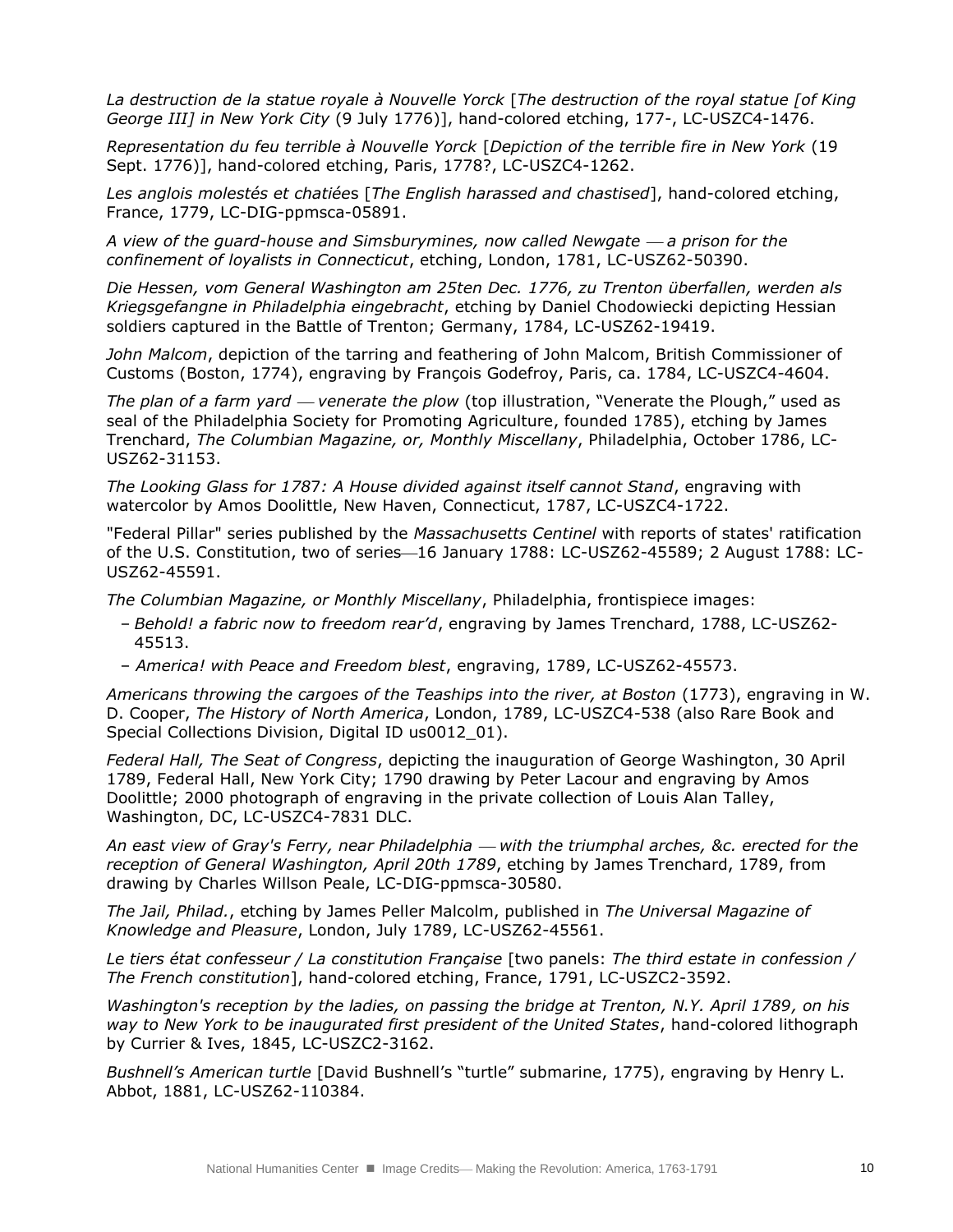*La destruction de la statue royale à Nouvelle Yorck* [*The destruction of the royal statue [of King George III] in New York City* (9 July 1776)], hand-colored etching, 177-, LC-USZC4-1476.

*Representation du feu terrible à Nouvelle Yorck* [*Depiction of the terrible fire in New York* (19 Sept. 1776)], hand-colored etching, Paris, 1778?, LC-USZC4-1262.

*Les anglois molestés et chatiées* [*The English harassed and chastised*], hand-colored etching, France, 1779, LC-DIG-ppmsca-05891.

*A view of the guard-house and Simsburymines, now called Newgate — a prison for the confinement of loyalists in Connecticut*, etching, London, 1781, LC-USZ62-50390.

*Die Hessen, vom General Washington am 25ten Dec. 1776, zu Trenton überfallen, werden als Kriegsgefangne in Philadelphia eingebracht*, etching by Daniel Chodowiecki depicting Hessian soldiers captured in the Battle of Trenton; Germany, 1784, LC-USZ62-19419.

*John Malcom*, depiction of the tarring and feathering of John Malcom, British Commissioner of Customs (Boston, 1774), engraving by François Godefroy, Paris, ca. 1784, LC-USZC4-4604.

*The plan of a farm yard — venerate the plow* (top illustration, "Venerate the Plough," used as seal of the Philadelphia Society for Promoting Agriculture, founded 1785), etching by James Trenchard, *The Columbian Magazine, or, Monthly Miscellany*, Philadelphia, October 1786, LC-USZ62-31153.

*The Looking Glass for 1787: A House divided against itself cannot Stand*, engraving with watercolor by Amos Doolittle, New Haven, Connecticut, 1787, LC-USZC4-1722.

"Federal Pillar" series published by the *Massachusetts Centinel* with reports of states' ratification of the U.S. Constitution, two of series—16 January 1788: LC-USZ62-45589; 2 August 1788: LC-USZ62-45591.

*The Columbian Magazine, or Monthly Miscellany*, Philadelphia, frontispiece images:

- *Behold! a fabric now to freedom rear'd*, engraving by James Trenchard, 1788, LC-USZ62-45513.
- *America! with Peace and Freedom blest*, engraving, 1789, LC-USZ62-45573.

*Americans throwing the cargoes of the Teaships into the river, at Boston* (1773), engraving in W. D. Cooper, *The History of North America*, London, 1789, LC-USZC4-538 (also Rare Book and Special Collections Division, Digital ID us0012_01).

*Federal Hall, The Seat of Congress*, depicting the inauguration of George Washington, 30 April 1789, Federal Hall, New York City; 1790 drawing by Peter Lacour and engraving by Amos Doolittle; 2000 photograph of engraving in the private collection of Louis Alan Talley, Washington, DC, LC-USZC4-7831 DLC.

*An east view of Gray's Ferry, near Philadelphia — with the triumphal arches, &c. erected for the reception of General Washington, April 20th 1789*, etching by James Trenchard, 1789, from drawing by Charles Willson Peale, LC-DIG-ppmsca-30580.

*The Jail, Philad.*, etching by James Peller Malcolm, published in *The Universal Magazine of Knowledge and Pleasure*, London, July 1789, LC-USZ62-45561.

*Le tiers état confesseur / La constitution Française* [two panels: *The third estate in confession / The French constitution*], hand-colored etching, France, 1791, LC-USZC2-3592.

*Washington's reception by the ladies, on passing the bridge at Trenton, N.Y. April 1789, on his way to New York to be inaugurated first president of the United States*, hand-colored lithograph by Currier & Ives, 1845, LC-USZC2-3162.

*Bushnell's American turtle* [David Bushnell's "turtle" submarine, 1775), engraving by Henry L. Abbot, 1881, LC-USZ62-110384.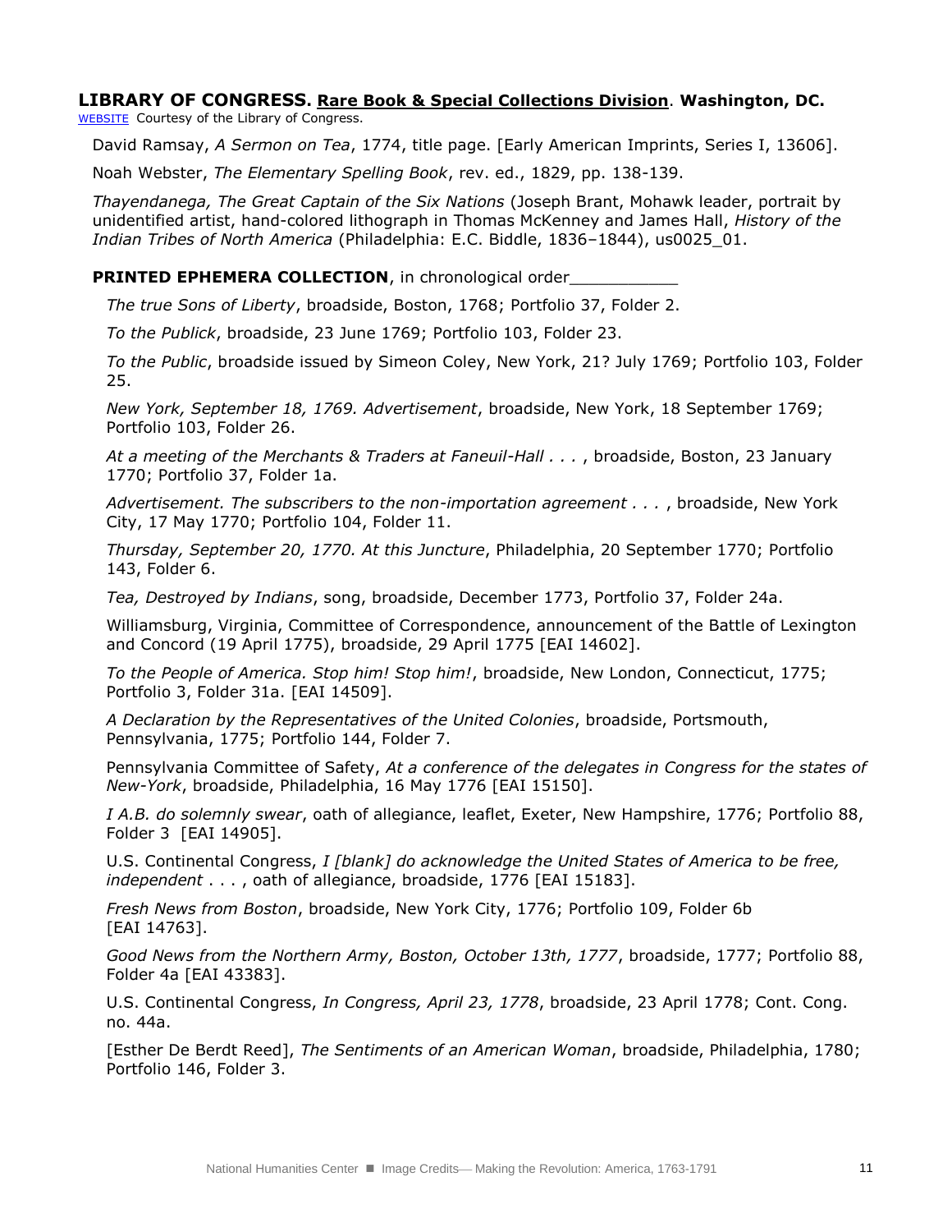**LIBRARY OF CONGRESS. Rare Book & Special Collections Division. Washington, DC.**
WEBSITE Courtesy of the Library of Congress.

David Ramsay, *A Sermon on Tea*, 1774, title page. [Early American Imprints, Series I, 13606].

Noah Webster, *The Elementary Spelling Book*, rev. ed., 1829, pp. 138-139.

*Thayendanega, The Great Captain of the Six Nations* (Joseph Brant, Mohawk leader, portrait by unidentified artist, hand-colored lithograph in Thomas McKenney and James Hall, *History of the Indian Tribes of North America* (Philadelphia: E.C. Biddle, 1836–1844), us0025_01.

**PRINTED EPHEMERA COLLECTION**, in chronological order___________

*The true Sons of Liberty*, broadside, Boston, 1768; Portfolio 37, Folder 2.

*To the Publick*, broadside, 23 June 1769; Portfolio 103, Folder 23.

*To the Public*, broadside issued by Simeon Coley, New York, 21? July 1769; Portfolio 103, Folder 25.

*New York, September 18, 1769. Advertisement*, broadside, New York, 18 September 1769; Portfolio 103, Folder 26.

*At a meeting of the Merchants & Traders at Faneuil-Hall . . .* , broadside, Boston, 23 January 1770; Portfolio 37, Folder 1a.

*Advertisement. The subscribers to the non-importation agreement . . .* , broadside, New York City, 17 May 1770; Portfolio 104, Folder 11.

*Thursday, September 20, 1770. At this Juncture*, Philadelphia, 20 September 1770; Portfolio 143, Folder 6.

*Tea, Destroyed by Indians*, song, broadside, December 1773, Portfolio 37, Folder 24a.

Williamsburg, Virginia, Committee of Correspondence, announcement of the Battle of Lexington and Concord (19 April 1775), broadside, 29 April 1775 [EAI 14602].

*To the People of America. Stop him! Stop him!*, broadside, New London, Connecticut, 1775; Portfolio 3, Folder 31a. [EAI 14509].

*A Declaration by the Representatives of the United Colonies*, broadside, Portsmouth, Pennsylvania, 1775; Portfolio 144, Folder 7.

Pennsylvania Committee of Safety, *At a conference of the delegates in Congress for the states of New-York*, broadside, Philadelphia, 16 May 1776 [EAI 15150].

*I A.B. do solemnly swear*, oath of allegiance, leaflet, Exeter, New Hampshire, 1776; Portfolio 88, Folder 3 [EAI 14905].

U.S. Continental Congress, *I [blank] do acknowledge the United States of America to be free, independent* . . . , oath of allegiance, broadside, 1776 [EAI 15183].

*Fresh News from Boston*, broadside, New York City, 1776; Portfolio 109, Folder 6b [EAI 14763].

*Good News from the Northern Army, Boston, October 13th, 1777*, broadside, 1777; Portfolio 88, Folder 4a [EAI 43383].

U.S. Continental Congress, *In Congress, April 23, 1778*, broadside, 23 April 1778; Cont. Cong. no. 44a.

[Esther De Berdt Reed], *The Sentiments of an American Woman*, broadside, Philadelphia, 1780; Portfolio 146, Folder 3.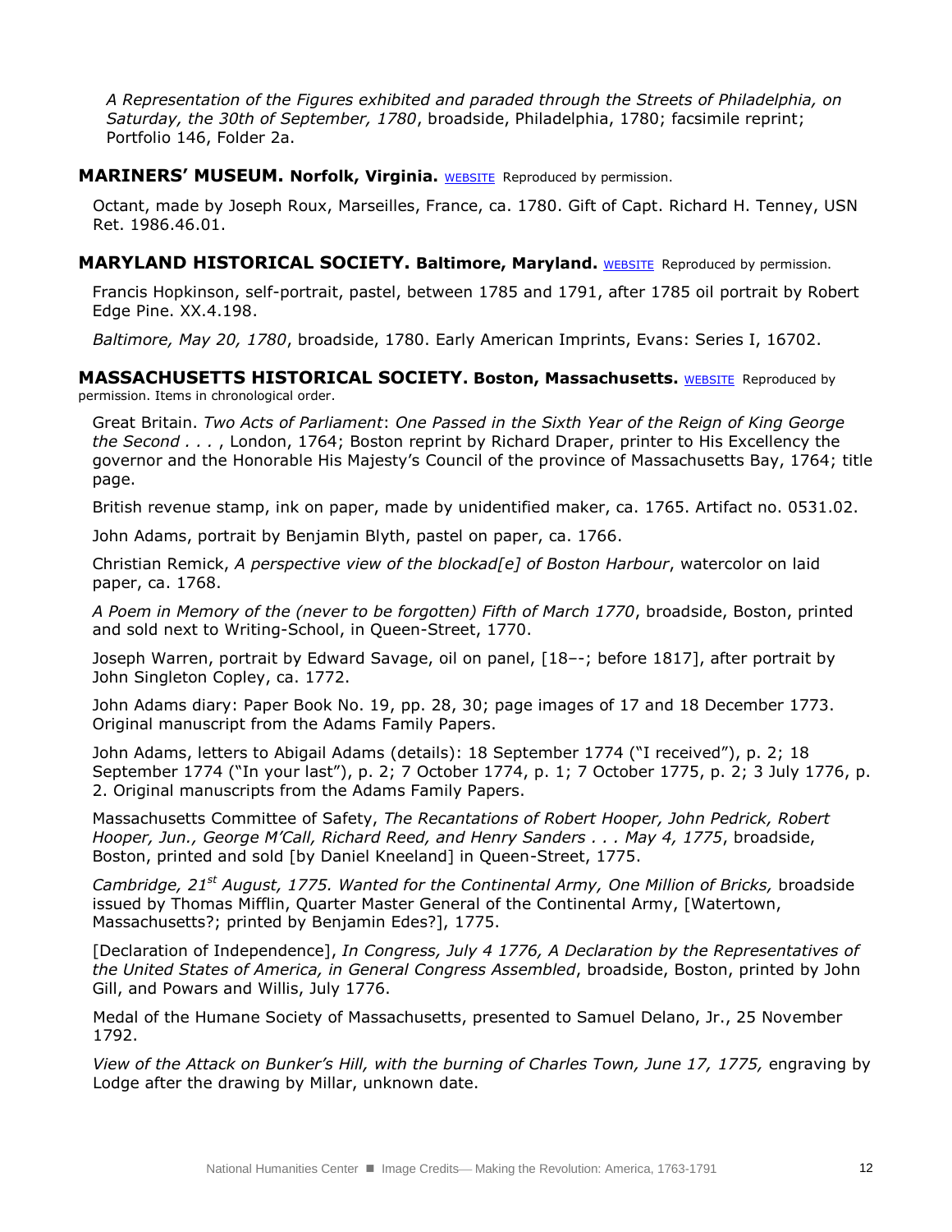*A Representation of the Figures exhibited and paraded through the Streets of Philadelphia, on Saturday, the 30th of September, 1780*, broadside, Philadelphia, 1780; facsimile reprint; Portfolio 146, Folder 2a.

**MARINERS' MUSEUM. Norfolk, Virginia.** WEBSITE Reproduced by permission.

Octant, made by Joseph Roux, Marseilles, France, ca. 1780. Gift of Capt. Richard H. Tenney, USN Ret. 1986.46.01.

**MARYLAND HISTORICAL SOCIETY. Baltimore, Maryland.** WEBSITE Reproduced by permission.

Francis Hopkinson, self-portrait, pastel, between 1785 and 1791, after 1785 oil portrait by Robert Edge Pine. XX.4.198.

*Baltimore, May 20, 1780*, broadside, 1780. Early American Imprints, Evans: Series I, 16702.

**MASSACHUSETTS HISTORICAL SOCIETY. Boston, Massachusetts.** WEBSITE Reproduced by permission. Items in chronological order.

Great Britain. *Two Acts of Parliament*: *One Passed in the Sixth Year of the Reign of King George the Second . . .* , London, 1764; Boston reprint by Richard Draper, printer to His Excellency the governor and the Honorable His Majesty's Council of the province of Massachusetts Bay, 1764; title page.

British revenue stamp, ink on paper, made by unidentified maker, ca. 1765. Artifact no. 0531.02.

John Adams, portrait by Benjamin Blyth, pastel on paper, ca. 1766.

Christian Remick, *A perspective view of the blockad[e] of Boston Harbour*, watercolor on laid paper, ca. 1768.

*A Poem in Memory of the (never to be forgotten) Fifth of March 1770*, broadside, Boston, printed and sold next to Writing-School, in Queen-Street, 1770.

Joseph Warren, portrait by Edward Savage, oil on panel, [18–-; before 1817], after portrait by John Singleton Copley, ca. 1772.

John Adams diary: Paper Book No. 19, pp. 28, 30; page images of 17 and 18 December 1773. Original manuscript from the Adams Family Papers.

John Adams, letters to Abigail Adams (details): 18 September 1774 ("I received"), p. 2; 18 September 1774 ("In your last"), p. 2; 7 October 1774, p. 1; 7 October 1775, p. 2; 3 July 1776, p. 2. Original manuscripts from the Adams Family Papers.

Massachusetts Committee of Safety, *The Recantations of Robert Hooper, John Pedrick, Robert Hooper, Jun., George M'Call, Richard Reed, and Henry Sanders . . . May 4, 1775*, broadside, Boston, printed and sold [by Daniel Kneeland] in Queen-Street, 1775.

*Cambridge, 21st August, 1775. Wanted for the Continental Army, One Million of Bricks,* broadside issued by Thomas Mifflin, Quarter Master General of the Continental Army, [Watertown, Massachusetts?; printed by Benjamin Edes?], 1775.

[Declaration of Independence], *In Congress, July 4 1776, A Declaration by the Representatives of the United States of America, in General Congress Assembled*, broadside, Boston, printed by John Gill, and Powars and Willis, July 1776.

Medal of the Humane Society of Massachusetts, presented to Samuel Delano, Jr., 25 November 1792.

*View of the Attack on Bunker's Hill, with the burning of Charles Town, June 17, 1775,* engraving by Lodge after the drawing by Millar, unknown date.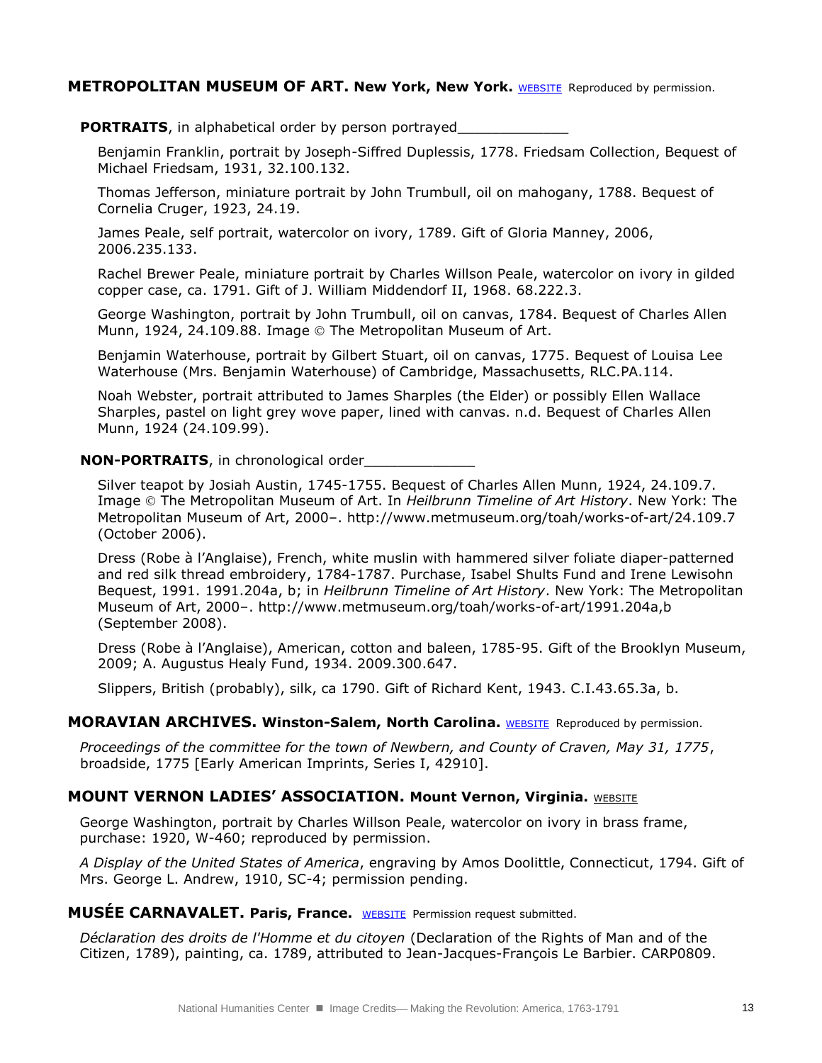**METROPOLITAN MUSEUM OF ART. New York, New York.** WEBSITE Reproduced by permission.

**PORTRAITS**, in alphabetical order by person portrayed_____________

Benjamin Franklin, portrait by Joseph-Siffred Duplessis, 1778. Friedsam Collection, Bequest of Michael Friedsam, 1931, 32.100.132.

Thomas Jefferson, miniature portrait by John Trumbull, oil on mahogany, 1788. Bequest of Cornelia Cruger, 1923, 24.19.

James Peale, self portrait, watercolor on ivory, 1789. Gift of Gloria Manney, 2006, 2006.235.133.

Rachel Brewer Peale, miniature portrait by Charles Willson Peale, watercolor on ivory in gilded copper case, ca. 1791. Gift of J. William Middendorf II, 1968. 68.222.3.

George Washington, portrait by John Trumbull, oil on canvas, 1784. Bequest of Charles Allen Munn, 1924, 24.109.88. Image © The Metropolitan Museum of Art.

Benjamin Waterhouse, portrait by Gilbert Stuart, oil on canvas, 1775. Bequest of Louisa Lee Waterhouse (Mrs. Benjamin Waterhouse) of Cambridge, Massachusetts, RLC.PA.114.

Noah Webster, portrait attributed to James Sharples (the Elder) or possibly Ellen Wallace Sharples, pastel on light grey wove paper, lined with canvas. n.d. Bequest of Charles Allen Munn, 1924 (24.109.99).

**NON-PORTRAITS**, in chronological order_____________

Silver teapot by Josiah Austin, 1745-1755. Bequest of Charles Allen Munn, 1924, 24.109.7. Image © The Metropolitan Museum of Art. In *Heilbrunn Timeline of Art History*. New York: The Metropolitan Museum of Art, 2000–. http://www.metmuseum.org/toah/works-of-art/24.109.7 (October 2006).

Dress (Robe à l'Anglaise), French, white muslin with hammered silver foliate diaper-patterned and red silk thread embroidery, 1784-1787. Purchase, Isabel Shults Fund and Irene Lewisohn Bequest, 1991. 1991.204a, b; in *Heilbrunn Timeline of Art History*. New York: The Metropolitan Museum of Art, 2000–. http://www.metmuseum.org/toah/works-of-art/1991.204a,b (September 2008).

Dress (Robe à l'Anglaise), American, cotton and baleen, 1785-95. Gift of the Brooklyn Museum, 2009; A. Augustus Healy Fund, 1934. 2009.300.647.

Slippers, British (probably), silk, ca 1790. Gift of Richard Kent, 1943. C.I.43.65.3a, b.

**MORAVIAN ARCHIVES. Winston-Salem, North Carolina.** WEBSITE Reproduced by permission.

*Proceedings of the committee for the town of Newbern, and County of Craven, May 31, 1775*, broadside, 1775 [Early American Imprints, Series I, 42910].

**MOUNT VERNON LADIES' ASSOCIATION. Mount Vernon, Virginia.** WEBSITE

George Washington, portrait by Charles Willson Peale, watercolor on ivory in brass frame, purchase: 1920, W-460; reproduced by permission.

*A Display of the United States of America*, engraving by Amos Doolittle, Connecticut, 1794. Gift of Mrs. George L. Andrew, 1910, SC-4; permission pending.

**MUSÉE CARNAVALET. Paris, France.** WEBSITE Permission request submitted.

*Déclaration des droits de l'Homme et du citoyen* (Declaration of the Rights of Man and of the Citizen, 1789), painting, ca. 1789, attributed to Jean-Jacques-François Le Barbier. CARP0809.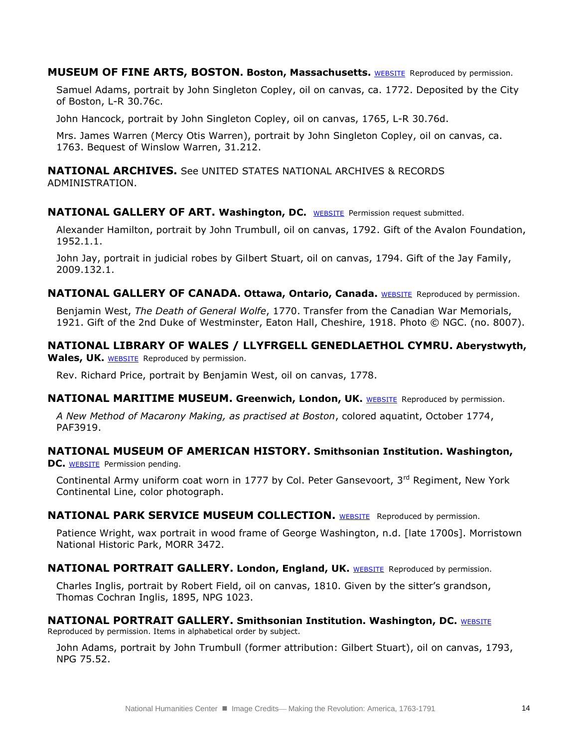**MUSEUM OF FINE ARTS, BOSTON. Boston, Massachusetts.** WEBSITE Reproduced by permission.

Samuel Adams, portrait by John Singleton Copley, oil on canvas, ca. 1772. Deposited by the City of Boston, L-R 30.76c.

John Hancock, portrait by John Singleton Copley, oil on canvas, 1765, L-R 30.76d.

Mrs. James Warren (Mercy Otis Warren), portrait by John Singleton Copley, oil on canvas, ca. 1763. Bequest of Winslow Warren, 31.212.

**NATIONAL ARCHIVES.** See UNITED STATES NATIONAL ARCHIVES & RECORDS ADMINISTRATION.

**NATIONAL GALLERY OF ART. Washington, DC.** WEBSITE Permission request submitted.

Alexander Hamilton, portrait by John Trumbull, oil on canvas, 1792. Gift of the Avalon Foundation, 1952.1.1.

John Jay, portrait in judicial robes by Gilbert Stuart, oil on canvas, 1794. Gift of the Jay Family, 2009.132.1.

**NATIONAL GALLERY OF CANADA. Ottawa, Ontario, Canada.** WEBSITE Reproduced by permission.

Benjamin West, *The Death of General Wolfe*, 1770. Transfer from the Canadian War Memorials, 1921. Gift of the 2nd Duke of Westminster, Eaton Hall, Cheshire, 1918. Photo © NGC. (no. 8007).

**NATIONAL LIBRARY OF WALES / LLYFRGELL GENEDLAETHOL CYMRU. Aberystwyth, Wales, UK.** WEBSITE Reproduced by permission.

Rev. Richard Price, portrait by Benjamin West, oil on canvas, 1778.

**NATIONAL MARITIME MUSEUM. Greenwich, London, UK.** WEBSITE Reproduced by permission.

*A New Method of Macarony Making, as practised at Boston*, colored aquatint, October 1774, PAF3919.

**NATIONAL MUSEUM OF AMERICAN HISTORY. Smithsonian Institution. Washington, DC.** WEBSITE Permission pending.

Continental Army uniform coat worn in 1777 by Col. Peter Gansevoort, 3rd Regiment, New York Continental Line, color photograph.

**NATIONAL PARK SERVICE MUSEUM COLLECTION.** WEBSITE Reproduced by permission.

Patience Wright, wax portrait in wood frame of George Washington, n.d. [late 1700s]. Morristown National Historic Park, MORR 3472.

**NATIONAL PORTRAIT GALLERY. London, England, UK.** WEBSITE Reproduced by permission.

Charles Inglis, portrait by Robert Field, oil on canvas, 1810. Given by the sitter's grandson, Thomas Cochran Inglis, 1895, NPG 1023.

**NATIONAL PORTRAIT GALLERY. Smithsonian Institution. Washington, DC.** WEBSITE Reproduced by permission. Items in alphabetical order by subject.

John Adams, portrait by John Trumbull (former attribution: Gilbert Stuart), oil on canvas, 1793, NPG 75.52.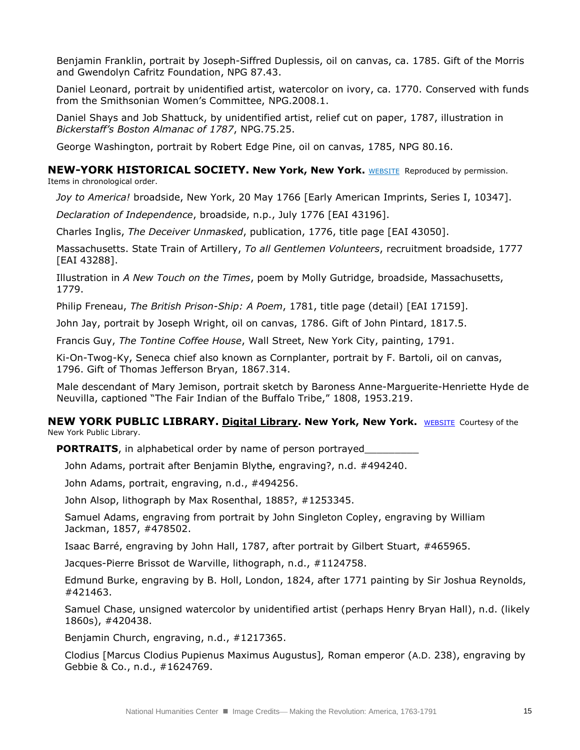Benjamin Franklin, portrait by Joseph-Siffred Duplessis, oil on canvas, ca. 1785. Gift of the Morris and Gwendolyn Cafritz Foundation, NPG 87.43.

Daniel Leonard, portrait by unidentified artist, watercolor on ivory, ca. 1770. Conserved with funds from the Smithsonian Women's Committee, NPG.2008.1.

Daniel Shays and Job Shattuck, by unidentified artist, relief cut on paper, 1787, illustration in *Bickerstaff's Boston Almanac of 1787*, NPG.75.25.

George Washington, portrait by Robert Edge Pine, oil on canvas, 1785, NPG 80.16.

**NEW-YORK HISTORICAL SOCIETY. New York, New York.** WEBSITE Reproduced by permission. Items in chronological order.

*Joy to America!* broadside, New York, 20 May 1766 [Early American Imprints, Series I, 10347].

*Declaration of Independence*, broadside, n.p., July 1776 [EAI 43196].

Charles Inglis, *The Deceiver Unmasked*, publication, 1776, title page [EAI 43050].

Massachusetts. State Train of Artillery, *To all Gentlemen Volunteers*, recruitment broadside, 1777 [EAI 43288].

Illustration in *A New Touch on the Times*, poem by Molly Gutridge, broadside, Massachusetts, 1779.

Philip Freneau, *The British Prison-Ship: A Poem*, 1781, title page (detail) [EAI 17159].

John Jay, portrait by Joseph Wright, oil on canvas, 1786. Gift of John Pintard, 1817.5.

Francis Guy, *The Tontine Coffee House*, Wall Street, New York City, painting, 1791.

Ki-On-Twog-Ky, Seneca chief also known as Cornplanter, portrait by F. Bartoli, oil on canvas, 1796. Gift of Thomas Jefferson Bryan, 1867.314.

Male descendant of Mary Jemison, portrait sketch by Baroness Anne-Marguerite-Henriette Hyde de Neuvilla, captioned "The Fair Indian of the Buffalo Tribe," 1808, 1953.219.

**NEW YORK PUBLIC LIBRARY. Digital Library. New York, New York.** WEBSITE Courtesy of the New York Public Library.

**PORTRAITS**, in alphabetical order by name of person portrayed_________

John Adams, portrait after Benjamin Blythe, engraving?, n.d. #494240.

John Adams, portrait, engraving, n.d., #494256.

John Alsop, lithograph by Max Rosenthal, 1885?, #1253345.

Samuel Adams, engraving from portrait by John Singleton Copley, engraving by William Jackman, 1857, #478502.

Isaac Barré, engraving by John Hall, 1787, after portrait by Gilbert Stuart, #465965.

Jacques-Pierre Brissot de Warville, lithograph, n.d., #1124758.

Edmund Burke, engraving by B. Holl, London, 1824, after 1771 painting by Sir Joshua Reynolds, #421463.

Samuel Chase, unsigned watercolor by unidentified artist (perhaps Henry Bryan Hall), n.d. (likely 1860s), #420438.

Benjamin Church, engraving, n.d., #1217365.

Clodius [Marcus Clodius Pupienus Maximus Augustus], Roman emperor (A.D. 238), engraving by Gebbie & Co., n.d., #1624769.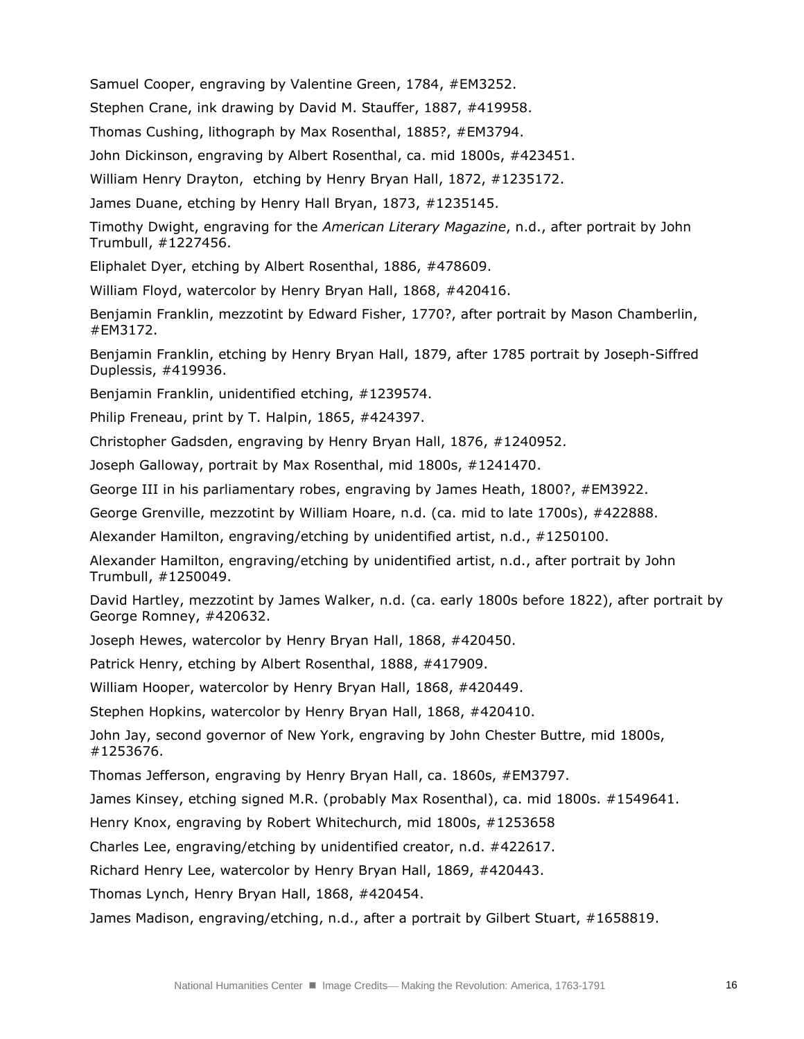Samuel Cooper, engraving by Valentine Green, 1784, #EM3252.

Stephen Crane, ink drawing by David M. Stauffer, 1887, #419958.

Thomas Cushing, lithograph by Max Rosenthal, 1885?, #EM3794.

John Dickinson, engraving by Albert Rosenthal, ca. mid 1800s, #423451.

William Henry Drayton,  etching by Henry Bryan Hall, 1872, #1235172.

James Duane, etching by Henry Hall Bryan, 1873, #1235145.

Timothy Dwight, engraving for the *American Literary Magazine*, n.d., after portrait by John Trumbull, #1227456.

Eliphalet Dyer, etching by Albert Rosenthal, 1886, #478609.

William Floyd, watercolor by Henry Bryan Hall, 1868, #420416.

Benjamin Franklin, mezzotint by Edward Fisher, 1770?, after portrait by Mason Chamberlin, #EM3172.

Benjamin Franklin, etching by Henry Bryan Hall, 1879, after 1785 portrait by Joseph-Siffred Duplessis, #419936.

Benjamin Franklin, unidentified etching, #1239574.

Philip Freneau, print by T. Halpin, 1865, #424397.

Christopher Gadsden, engraving by Henry Bryan Hall, 1876, #1240952.

Joseph Galloway, portrait by Max Rosenthal, mid 1800s, #1241470.

George III in his parliamentary robes, engraving by James Heath, 1800?, #EM3922.

George Grenville, mezzotint by William Hoare, n.d. (ca. mid to late 1700s), #422888.

Alexander Hamilton, engraving/etching by unidentified artist, n.d., #1250100.

Alexander Hamilton, engraving/etching by unidentified artist, n.d., after portrait by John Trumbull, #1250049.

David Hartley, mezzotint by James Walker, n.d. (ca. early 1800s before 1822), after portrait by George Romney, #420632.

Joseph Hewes, watercolor by Henry Bryan Hall, 1868, #420450.

Patrick Henry, etching by Albert Rosenthal, 1888, #417909.

William Hooper, watercolor by Henry Bryan Hall, 1868, #420449.

Stephen Hopkins, watercolor by Henry Bryan Hall, 1868, #420410.

John Jay, second governor of New York, engraving by John Chester Buttre, mid 1800s, #1253676.

Thomas Jefferson, engraving by Henry Bryan Hall, ca. 1860s, #EM3797.

James Kinsey, etching signed M.R. (probably Max Rosenthal), ca. mid 1800s. #1549641.

Henry Knox, engraving by Robert Whitechurch, mid 1800s, #1253658

Charles Lee, engraving/etching by unidentified creator, n.d. #422617.

Richard Henry Lee, watercolor by Henry Bryan Hall, 1869, #420443.

Thomas Lynch, Henry Bryan Hall, 1868, #420454.

James Madison, engraving/etching, n.d., after a portrait by Gilbert Stuart, #1658819.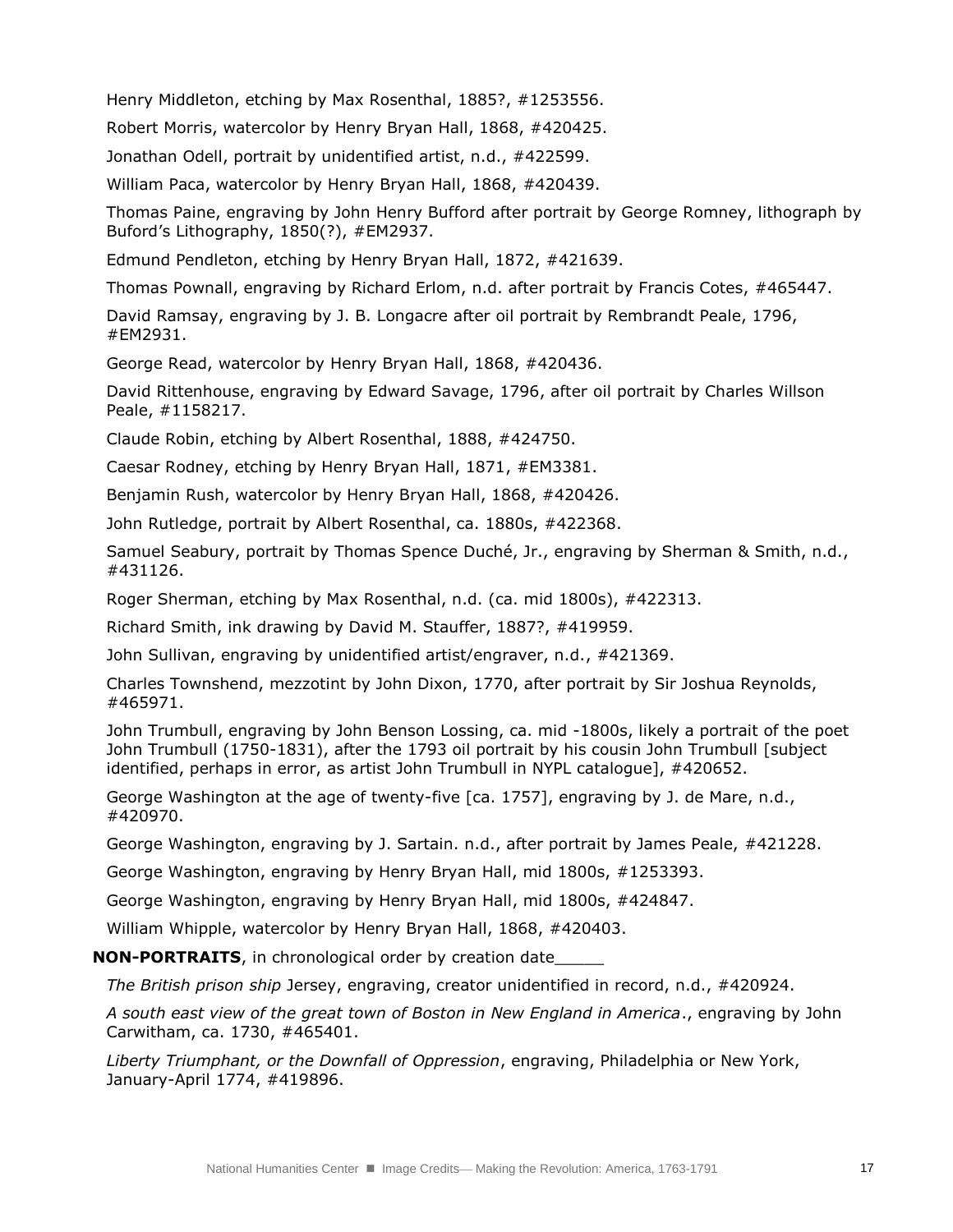Henry Middleton, etching by Max Rosenthal, 1885?, #1253556.

Robert Morris, watercolor by Henry Bryan Hall, 1868, #420425.

Jonathan Odell, portrait by unidentified artist, n.d., #422599.

William Paca, watercolor by Henry Bryan Hall, 1868, #420439.

Thomas Paine, engraving by John Henry Bufford after portrait by George Romney, lithograph by Buford's Lithography, 1850(?), #EM2937.

Edmund Pendleton, etching by Henry Bryan Hall, 1872, #421639.

Thomas Pownall, engraving by Richard Erlom, n.d. after portrait by Francis Cotes, #465447.

David Ramsay, engraving by J. B. Longacre after oil portrait by Rembrandt Peale, 1796, #EM2931.

George Read, watercolor by Henry Bryan Hall, 1868, #420436.

David Rittenhouse, engraving by Edward Savage, 1796, after oil portrait by Charles Willson Peale, #1158217.

Claude Robin, etching by Albert Rosenthal, 1888, #424750.

Caesar Rodney, etching by Henry Bryan Hall, 1871, #EM3381.

Benjamin Rush, watercolor by Henry Bryan Hall, 1868, #420426.

John Rutledge, portrait by Albert Rosenthal, ca. 1880s, #422368.

Samuel Seabury, portrait by Thomas Spence Duché, Jr., engraving by Sherman & Smith, n.d., #431126.

Roger Sherman, etching by Max Rosenthal, n.d. (ca. mid 1800s), #422313.

Richard Smith, ink drawing by David M. Stauffer, 1887?, #419959.

John Sullivan, engraving by unidentified artist/engraver, n.d., #421369.

Charles Townshend, mezzotint by John Dixon, 1770, after portrait by Sir Joshua Reynolds, #465971.

John Trumbull, engraving by John Benson Lossing, ca. mid -1800s, likely a portrait of the poet John Trumbull (1750-1831), after the 1793 oil portrait by his cousin John Trumbull [subject identified, perhaps in error, as artist John Trumbull in NYPL catalogue], #420652.

George Washington at the age of twenty-five [ca. 1757], engraving by J. de Mare, n.d., #420970.

George Washington, engraving by J. Sartain. n.d., after portrait by James Peale, #421228.

George Washington, engraving by Henry Bryan Hall, mid 1800s, #1253393.

George Washington, engraving by Henry Bryan Hall, mid 1800s, #424847.

William Whipple, watercolor by Henry Bryan Hall, 1868, #420403.

**NON-PORTRAITS**, in chronological order by creation date_____

*The British prison ship* Jersey, engraving, creator unidentified in record, n.d., #420924.

*A south east view of the great town of Boston in New England in America*., engraving by John Carwitham, ca. 1730, #465401.

*Liberty Triumphant, or the Downfall of Oppression*, engraving, Philadelphia or New York, January-April 1774, #419896.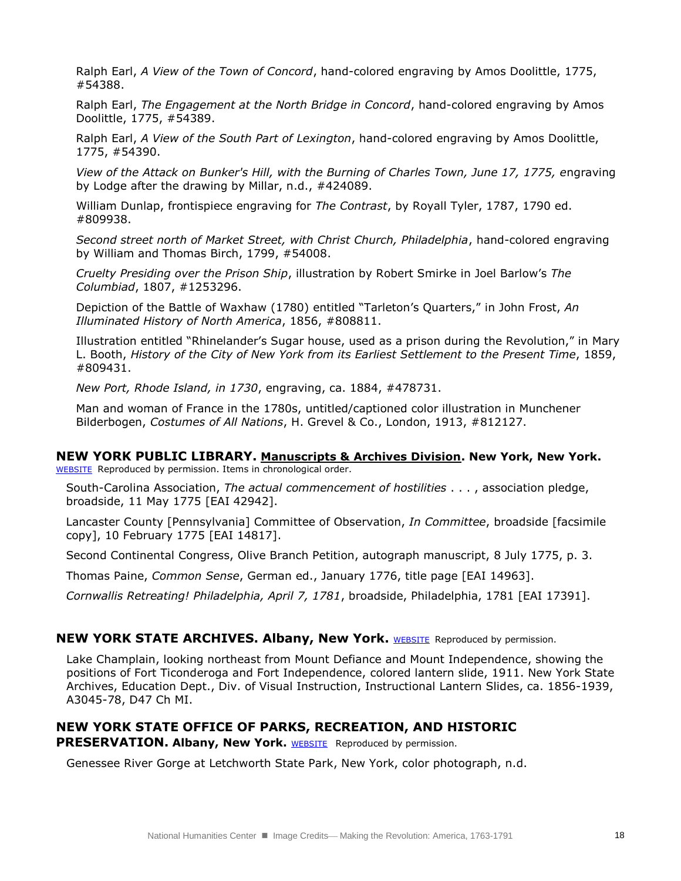Ralph Earl, *A View of the Town of Concord*, hand-colored engraving by Amos Doolittle, 1775, #54388.

Ralph Earl, *The Engagement at the North Bridge in Concord*, hand-colored engraving by Amos Doolittle, 1775, #54389.

Ralph Earl, *A View of the South Part of Lexington*, hand-colored engraving by Amos Doolittle, 1775, #54390.

*View of the Attack on Bunker's Hill, with the Burning of Charles Town, June 17, 1775,* engraving by Lodge after the drawing by Millar, n.d., #424089.

William Dunlap, frontispiece engraving for *The Contrast*, by Royall Tyler, 1787, 1790 ed. #809938.

*Second street north of Market Street, with Christ Church, Philadelphia*, hand-colored engraving by William and Thomas Birch, 1799, #54008.

*Cruelty Presiding over the Prison Ship*, illustration by Robert Smirke in Joel Barlow's *The Columbiad*, 1807, #1253296.

Depiction of the Battle of Waxhaw (1780) entitled "Tarleton's Quarters," in John Frost, *An Illuminated History of North America*, 1856, #808811.

Illustration entitled "Rhinelander's Sugar house, used as a prison during the Revolution," in Mary L. Booth, *History of the City of New York from its Earliest Settlement to the Present Time*, 1859, #809431.

*New Port, Rhode Island, in 1730*, engraving, ca. 1884, #478731.

Man and woman of France in the 1780s, untitled/captioned color illustration in Munchener Bilderbogen, *Costumes of All Nations*, H. Grevel & Co., London, 1913, #812127.

## NEW YORK PUBLIC LIBRARY. Manuscripts & Archives Division. New York, New York.

WEBSITE Reproduced by permission. Items in chronological order.

South-Carolina Association, *The actual commencement of hostilities . . .* , association pledge, broadside, 11 May 1775 [EAI 42942].

Lancaster County [Pennsylvania] Committee of Observation, *In Committee*, broadside [facsimile copy], 10 February 1775 [EAI 14817].

Second Continental Congress, Olive Branch Petition, autograph manuscript, 8 July 1775, p. 3.

Thomas Paine, *Common Sense*, German ed., January 1776, title page [EAI 14963].

*Cornwallis Retreating! Philadelphia, April 7, 1781*, broadside, Philadelphia, 1781 [EAI 17391].

## NEW YORK STATE ARCHIVES. Albany, New York.

WEBSITE Reproduced by permission.

Lake Champlain, looking northeast from Mount Defiance and Mount Independence, showing the positions of Fort Ticonderoga and Fort Independence, colored lantern slide, 1911. New York State Archives, Education Dept., Div. of Visual Instruction, Instructional Lantern Slides, ca. 1856-1939, A3045-78, D47 Ch MI.

## NEW YORK STATE OFFICE OF PARKS, RECREATION, AND HISTORIC PRESERVATION. Albany, New York.

WEBSITE Reproduced by permission.

Genessee River Gorge at Letchworth State Park, New York, color photograph, n.d.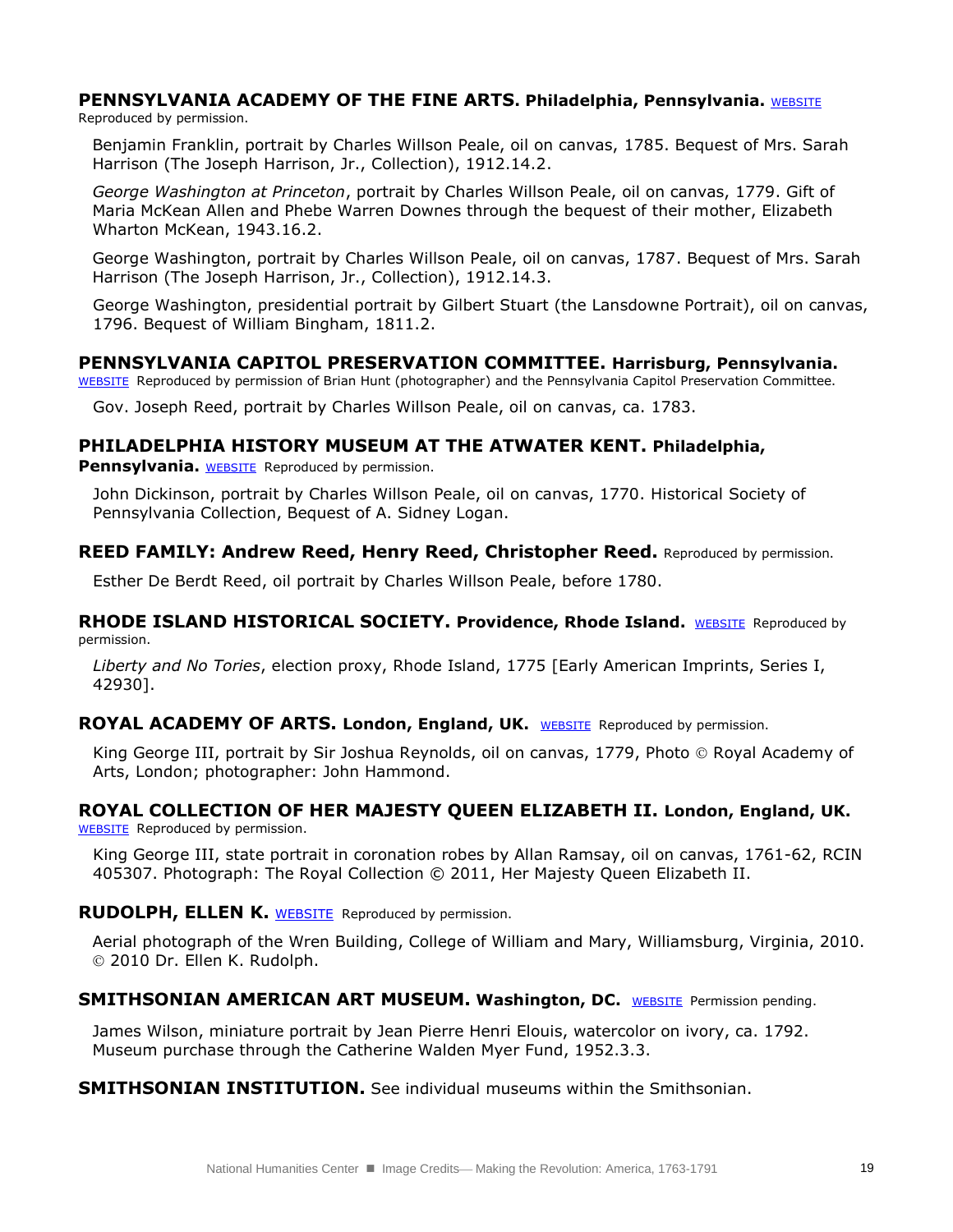**PENNSYLVANIA ACADEMY OF THE FINE ARTS. Philadelphia, Pennsylvania.** WEBSITE Reproduced by permission.

Benjamin Franklin, portrait by Charles Willson Peale, oil on canvas, 1785. Bequest of Mrs. Sarah Harrison (The Joseph Harrison, Jr., Collection), 1912.14.2.

*George Washington at Princeton*, portrait by Charles Willson Peale, oil on canvas, 1779. Gift of Maria McKean Allen and Phebe Warren Downes through the bequest of their mother, Elizabeth Wharton McKean, 1943.16.2.

George Washington, portrait by Charles Willson Peale, oil on canvas, 1787. Bequest of Mrs. Sarah Harrison (The Joseph Harrison, Jr., Collection), 1912.14.3.

George Washington, presidential portrait by Gilbert Stuart (the Lansdowne Portrait), oil on canvas, 1796. Bequest of William Bingham, 1811.2.

**PENNSYLVANIA CAPITOL PRESERVATION COMMITTEE. Harrisburg, Pennsylvania.** WEBSITE Reproduced by permission of Brian Hunt (photographer) and the Pennsylvania Capitol Preservation Committee.

Gov. Joseph Reed, portrait by Charles Willson Peale, oil on canvas, ca. 1783.

**PHILADELPHIA HISTORY MUSEUM AT THE ATWATER KENT. Philadelphia, Pennsylvania.** WEBSITE Reproduced by permission.

John Dickinson, portrait by Charles Willson Peale, oil on canvas, 1770. Historical Society of Pennsylvania Collection, Bequest of A. Sidney Logan.

**REED FAMILY: Andrew Reed, Henry Reed, Christopher Reed.** Reproduced by permission.

Esther De Berdt Reed, oil portrait by Charles Willson Peale, before 1780.

**RHODE ISLAND HISTORICAL SOCIETY. Providence, Rhode Island.** WEBSITE Reproduced by permission.

*Liberty and No Tories*, election proxy, Rhode Island, 1775 [Early American Imprints, Series I, 42930].

**ROYAL ACADEMY OF ARTS. London, England, UK.** WEBSITE Reproduced by permission.

King George III, portrait by Sir Joshua Reynolds, oil on canvas, 1779, Photo © Royal Academy of Arts, London; photographer: John Hammond.

**ROYAL COLLECTION OF HER MAJESTY QUEEN ELIZABETH II. London, England, UK.** WEBSITE Reproduced by permission.

King George III, state portrait in coronation robes by Allan Ramsay, oil on canvas, 1761-62, RCIN 405307. Photograph: The Royal Collection © 2011, Her Majesty Queen Elizabeth II.

**RUDOLPH, ELLEN K.** WEBSITE Reproduced by permission.

Aerial photograph of the Wren Building, College of William and Mary, Williamsburg, Virginia, 2010. © 2010 Dr. Ellen K. Rudolph.

**SMITHSONIAN AMERICAN ART MUSEUM. Washington, DC.** WEBSITE Permission pending.

James Wilson, miniature portrait by Jean Pierre Henri Elouis, watercolor on ivory, ca. 1792. Museum purchase through the Catherine Walden Myer Fund, 1952.3.3.

**SMITHSONIAN INSTITUTION.** See individual museums within the Smithsonian.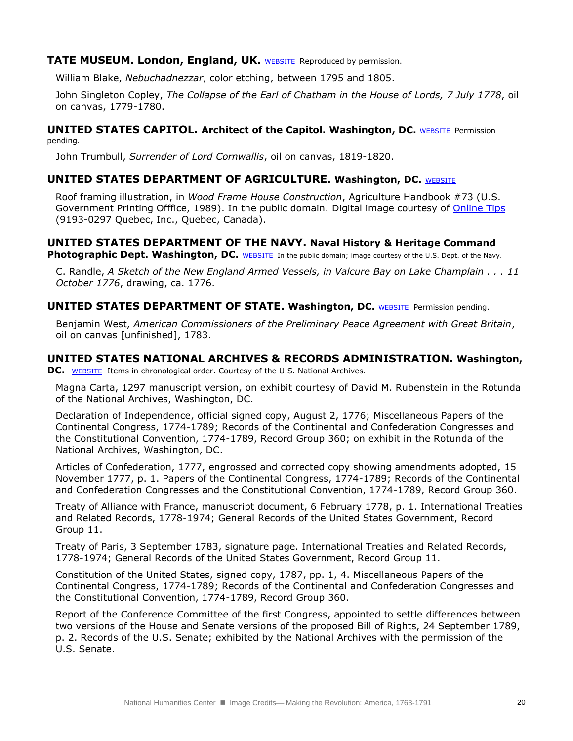**TATE MUSEUM. London, England, UK.** WEBSITE Reproduced by permission.

William Blake, *Nebuchadnezzar*, color etching, between 1795 and 1805.

John Singleton Copley, *The Collapse of the Earl of Chatham in the House of Lords, 7 July 1778*, oil on canvas, 1779-1780.

**UNITED STATES CAPITOL. Architect of the Capitol. Washington, DC.** WEBSITE Permission pending.

John Trumbull, *Surrender of Lord Cornwallis*, oil on canvas, 1819-1820.

**UNITED STATES DEPARTMENT OF AGRICULTURE. Washington, DC.** WEBSITE

Roof framing illustration, in *Wood Frame House Construction*, Agriculture Handbook #73 (U.S. Government Printing Offfice, 1989). In the public domain. Digital image courtesy of Online Tips (9193-0297 Quebec, Inc., Quebec, Canada).

**UNITED STATES DEPARTMENT OF THE NAVY. Naval History & Heritage Command Photographic Dept. Washington, DC.** WEBSITE In the public domain; image courtesy of the U.S. Dept. of the Navy.

C. Randle, *A Sketch of the New England Armed Vessels, in Valcure Bay on Lake Champlain . . . 11 October 1776*, drawing, ca. 1776.

**UNITED STATES DEPARTMENT OF STATE. Washington, DC.** WEBSITE Permission pending.

Benjamin West, *American Commissioners of the Preliminary Peace Agreement with Great Britain*, oil on canvas [unfinished], 1783.

**UNITED STATES NATIONAL ARCHIVES & RECORDS ADMINISTRATION. Washington, DC.** WEBSITE Items in chronological order. Courtesy of the U.S. National Archives.

Magna Carta, 1297 manuscript version, on exhibit courtesy of David M. Rubenstein in the Rotunda of the National Archives, Washington, DC.

Declaration of Independence, official signed copy, August 2, 1776; Miscellaneous Papers of the Continental Congress, 1774-1789; Records of the Continental and Confederation Congresses and the Constitutional Convention, 1774-1789, Record Group 360; on exhibit in the Rotunda of the National Archives, Washington, DC.

Articles of Confederation, 1777, engrossed and corrected copy showing amendments adopted, 15 November 1777, p. 1. Papers of the Continental Congress, 1774-1789; Records of the Continental and Confederation Congresses and the Constitutional Convention, 1774-1789, Record Group 360.

Treaty of Alliance with France, manuscript document, 6 February 1778, p. 1. International Treaties and Related Records, 1778-1974; General Records of the United States Government, Record Group 11.

Treaty of Paris, 3 September 1783, signature page. International Treaties and Related Records, 1778-1974; General Records of the United States Government, Record Group 11.

Constitution of the United States, signed copy, 1787, pp. 1, 4. Miscellaneous Papers of the Continental Congress, 1774-1789; Records of the Continental and Confederation Congresses and the Constitutional Convention, 1774-1789, Record Group 360.

Report of the Conference Committee of the first Congress, appointed to settle differences between two versions of the House and Senate versions of the proposed Bill of Rights, 24 September 1789, p. 2. Records of the U.S. Senate; exhibited by the National Archives with the permission of the U.S. Senate.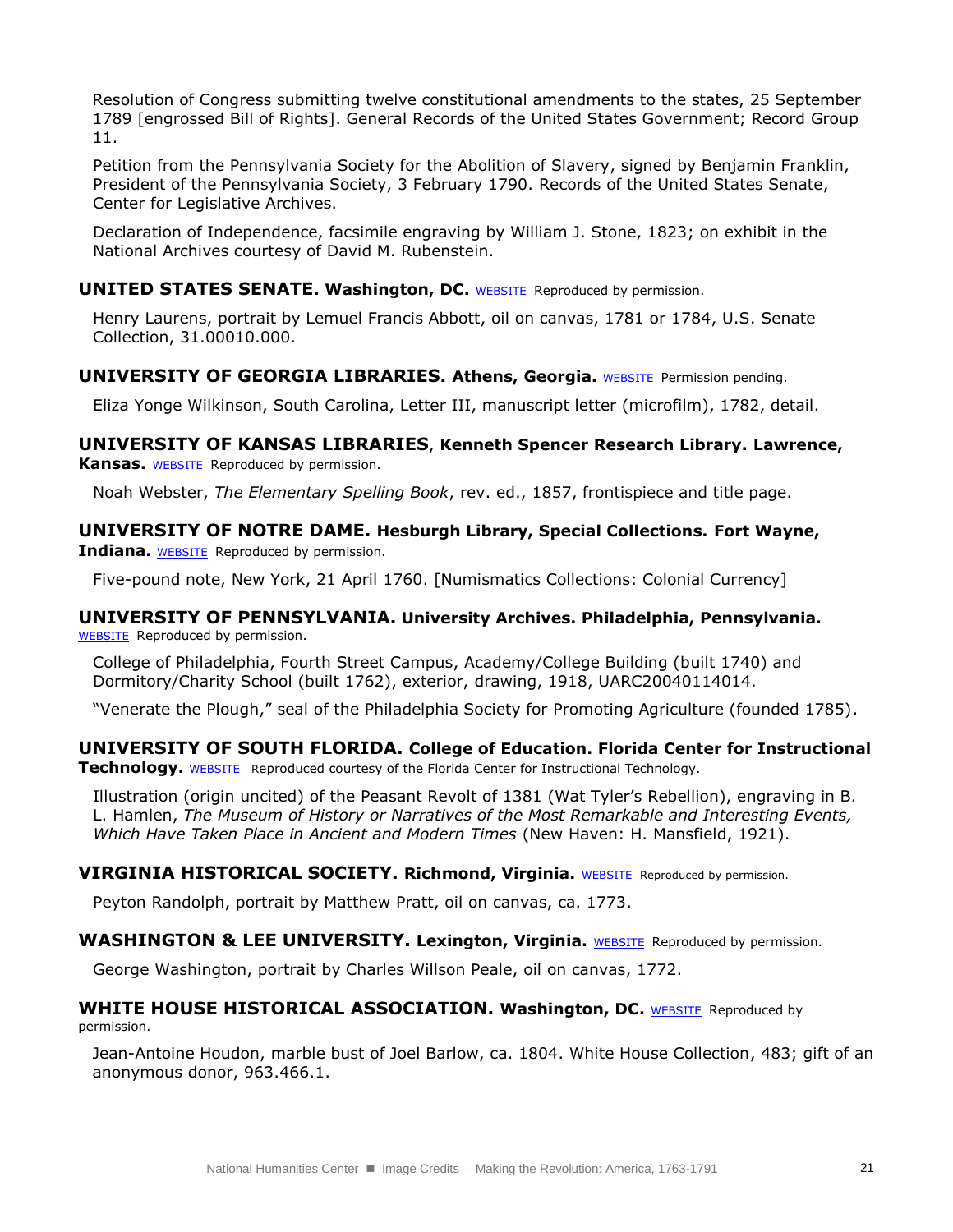Resolution of Congress submitting twelve constitutional amendments to the states, 25 September 1789 [engrossed Bill of Rights]. General Records of the United States Government; Record Group 11.

Petition from the Pennsylvania Society for the Abolition of Slavery, signed by Benjamin Franklin, President of the Pennsylvania Society, 3 February 1790. Records of the United States Senate, Center for Legislative Archives.

Declaration of Independence, facsimile engraving by William J. Stone, 1823; on exhibit in the National Archives courtesy of David M. Rubenstein.

**UNITED STATES SENATE. Washington, DC.** WEBSITE Reproduced by permission.

Henry Laurens, portrait by Lemuel Francis Abbott, oil on canvas, 1781 or 1784, U.S. Senate Collection, 31.00010.000.

**UNIVERSITY OF GEORGIA LIBRARIES. Athens, Georgia.** WEBSITE Permission pending.

Eliza Yonge Wilkinson, South Carolina, Letter III, manuscript letter (microfilm), 1782, detail.

**UNIVERSITY OF KANSAS LIBRARIES, Kenneth Spencer Research Library. Lawrence, Kansas.** WEBSITE Reproduced by permission.

Noah Webster, *The Elementary Spelling Book*, rev. ed., 1857, frontispiece and title page.

**UNIVERSITY OF NOTRE DAME. Hesburgh Library, Special Collections. Fort Wayne, Indiana.** WEBSITE Reproduced by permission.

Five-pound note, New York, 21 April 1760. [Numismatics Collections: Colonial Currency]

**UNIVERSITY OF PENNSYLVANIA. University Archives. Philadelphia, Pennsylvania.** WEBSITE Reproduced by permission.

College of Philadelphia, Fourth Street Campus, Academy/College Building (built 1740) and Dormitory/Charity School (built 1762), exterior, drawing, 1918, UARC20040114014.

"Venerate the Plough," seal of the Philadelphia Society for Promoting Agriculture (founded 1785).

**UNIVERSITY OF SOUTH FLORIDA. College of Education. Florida Center for Instructional Technology.** WEBSITE Reproduced courtesy of the Florida Center for Instructional Technology.

Illustration (origin uncited) of the Peasant Revolt of 1381 (Wat Tyler's Rebellion), engraving in B. L. Hamlen, *The Museum of History or Narratives of the Most Remarkable and Interesting Events, Which Have Taken Place in Ancient and Modern Times* (New Haven: H. Mansfield, 1921).

**VIRGINIA HISTORICAL SOCIETY. Richmond, Virginia.** WEBSITE Reproduced by permission.

Peyton Randolph, portrait by Matthew Pratt, oil on canvas, ca. 1773.

**WASHINGTON & LEE UNIVERSITY. Lexington, Virginia.** WEBSITE Reproduced by permission.

George Washington, portrait by Charles Willson Peale, oil on canvas, 1772.

**WHITE HOUSE HISTORICAL ASSOCIATION. Washington, DC.** WEBSITE Reproduced by permission.

Jean-Antoine Houdon, marble bust of Joel Barlow, ca. 1804. White House Collection, 483; gift of an anonymous donor, 963.466.1.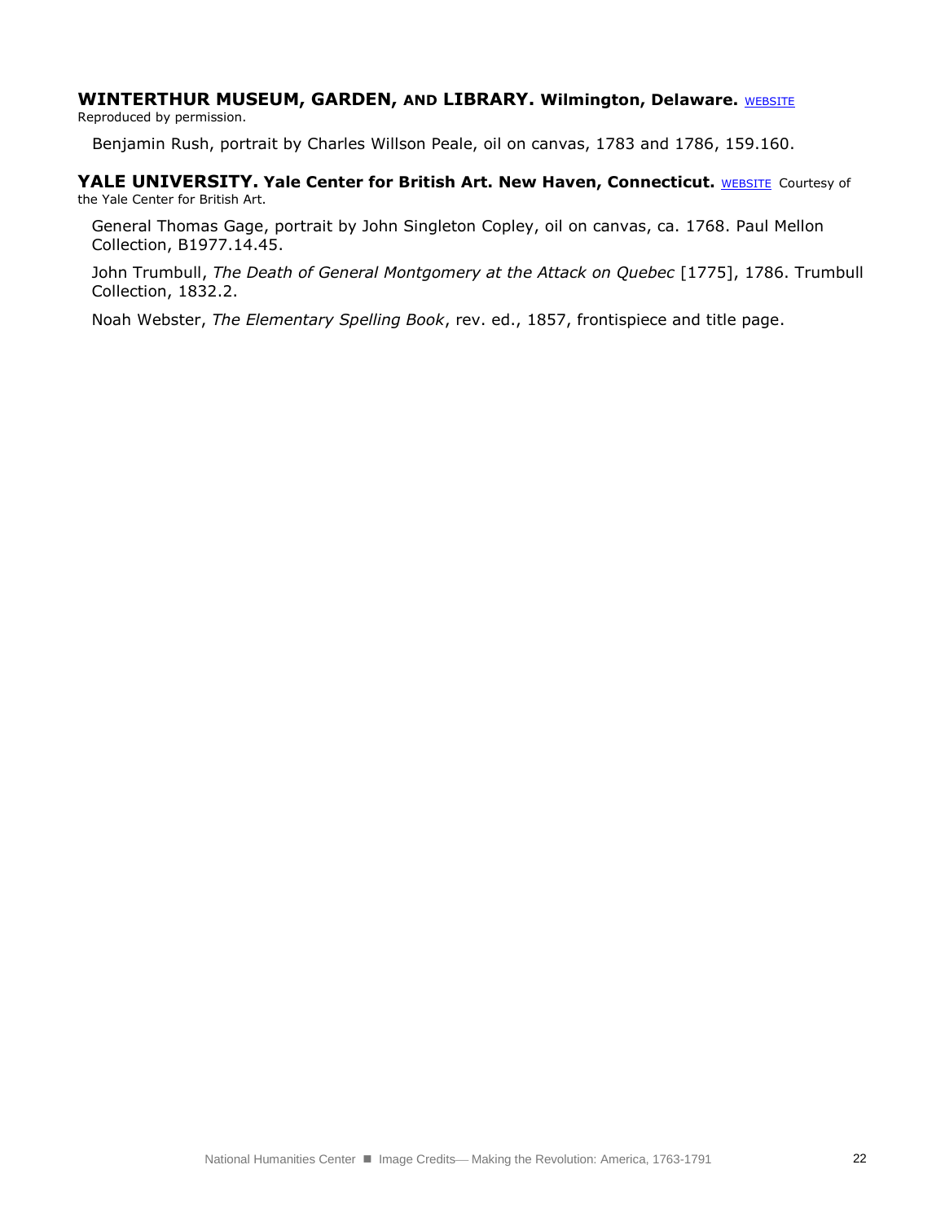**WINTERTHUR MUSEUM, GARDEN, AND LIBRARY. Wilmington, Delaware.** WEBSITE
Reproduced by permission.

Benjamin Rush, portrait by Charles Willson Peale, oil on canvas, 1783 and 1786, 159.160.

**YALE UNIVERSITY. Yale Center for British Art. New Haven, Connecticut.** WEBSITE Courtesy of the Yale Center for British Art.

General Thomas Gage, portrait by John Singleton Copley, oil on canvas, ca. 1768. Paul Mellon Collection, B1977.14.45.

John Trumbull, *The Death of General Montgomery at the Attack on Quebec* [1775], 1786. Trumbull Collection, 1832.2.

Noah Webster, *The Elementary Spelling Book*, rev. ed., 1857, frontispiece and title page.